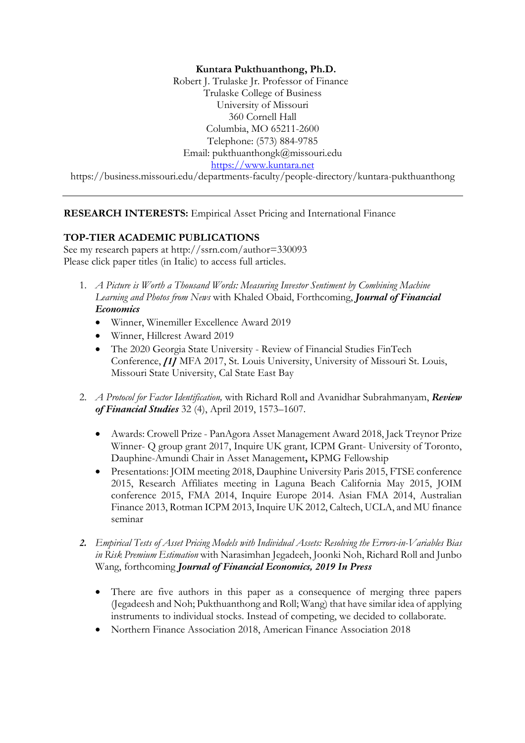**Kuntara Pukthuanthong, Ph.D.**
Robert J. Trulaske Jr. Professor of Finance
Trulaske College of Business
University of Missouri
360 Cornell Hall
Columbia, MO 65211-2600
Telephone: (573) 884-9785
Email: pukthuanthongk@missouri.edu
https://www.kuntara.net
https://business.missouri.edu/departments-faculty/people-directory/kuntara-pukthuanthong

---

**RESEARCH INTERESTS:** Empirical Asset Pricing and International Finance

## TOP-TIER ACADEMIC PUBLICATIONS

See my research papers at http://ssrn.com/author=330093
Please click paper titles (in Italic) to access full articles.

1. *A Picture is Worth a Thousand Words: Measuring Investor Sentiment by Combining Machine Learning and Photos from News* with Khaled Obaid, Forthcoming, ***Journal of Financial Economics***
    - Winner, Winemiller Excellence Award 2019
    - Winner, Hillcrest Award 2019
    - The 2020 Georgia State University - Review of Financial Studies FinTech Conference, ***[1]*** MFA 2017, St. Louis University, University of Missouri St. Louis, Missouri State University, Cal State East Bay

2. *A Protocol for Factor Identification,* with Richard Roll and Avanidhar Subrahmanyam, ***Review of Financial Studies*** 32 (4), April 2019, 1573–1607.
    - Awards: Crowell Prize - PanAgora Asset Management Award 2018, Jack Treynor Prize Winner- Q group grant 2017, Inquire UK grant*,* ICPM Grant- University of Toronto, Dauphine-Amundi Chair in Asset Management**,** KPMG Fellowship
    - Presentations: JOIM meeting 2018, Dauphine University Paris 2015, FTSE conference 2015, Research Affiliates meeting in Laguna Beach California May 2015, JOIM conference 2015, FMA 2014, Inquire Europe 2014. Asian FMA 2014, Australian Finance 2013, Rotman ICPM 2013, Inquire UK 2012, Caltech, UCLA, and MU finance seminar

***2.*** *Empirical Tests of Asset Pricing Models with Individual Assets: Resolving the Errors-in-Variables Bias in Risk Premium Estimation* with Narasimhan Jegadeeh, Joonki Noh, Richard Roll and Junbo Wang, forthcoming ***Journal of Financial Economics, 2019 In Press***
    - There are five authors in this paper as a consequence of merging three papers (Jegadeesh and Noh; Pukthuanthong and Roll; Wang) that have similar idea of applying instruments to individual stocks. Instead of competing, we decided to collaborate.
    - Northern Finance Association 2018, American Finance Association 2018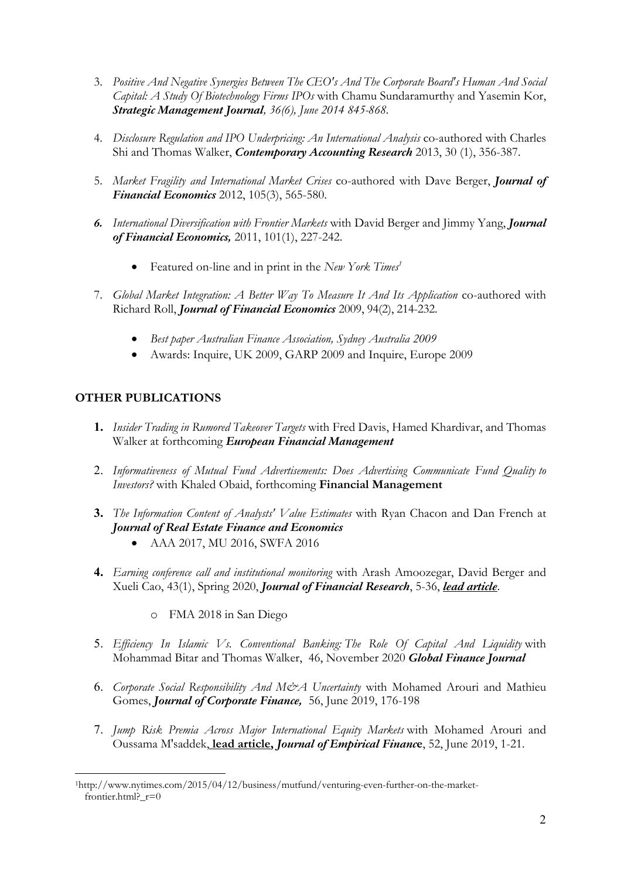3. *Positive And Negative Synergies Between The CEO's And The Corporate Board's Human And Social Capital: A Study Of Biotechnology Firms IPOs* with Chamu Sundaramurthy and Yasemin Kor, ***Strategic Management Journal**, 36(6), June 2014 845-868.*

4. *Disclosure Regulation and IPO Underpricing: An International Analysis* co-authored with Charles Shi and Thomas Walker, ***Contemporary Accounting Research*** 2013, 30 (1), 356-387.

5. *Market Fragility and International Market Crises* co-authored with Dave Berger, ***Journal of Financial Economics*** 2012, 105(3), 565-580.

6. *International Diversification with Frontier Markets* with David Berger and Jimmy Yang, ***Journal of Financial Economics,*** 2011, 101(1), 227-242.

   - Featured on-line and in print in the *New York Times*[1]

7. *Global Market Integration: A Better Way To Measure It And Its Application* co-authored with Richard Roll, ***Journal of Financial Economics*** 2009, 94(2), 214-232.

   - *Best paper Australian Finance Association, Sydney Australia 2009*
   - Awards: Inquire, UK 2009, GARP 2009 and Inquire, Europe 2009

## OTHER PUBLICATIONS

1. *Insider Trading in Rumored Takeover Targets* with Fred Davis, Hamed Khardivar, and Thomas Walker at forthcoming ***European Financial Management***

2. *Informativeness of Mutual Fund Advertisements: Does Advertising Communicate Fund Quality to Investors?* with Khaled Obaid, forthcoming **Financial Management**

3. *The Information Content of Analysts' Value Estimates* with Ryan Chacon and Dan French at ***Journal of Real Estate Finance and Economics***
   - AAA 2017, MU 2016, SWFA 2016

4. *Earning conference call and institutional monitoring* with Arash Amoozegar, David Berger and Xueli Cao, 43(1), Spring 2020, ***Journal of Financial Research***, 5-36, ***lead article***.

   - FMA 2018 in San Diego

5. *Efficiency In Islamic Vs. Conventional Banking: The Role Of Capital And Liquidity* with Mohammad Bitar and Thomas Walker, 46, November 2020 ***Global Finance Journal***

6. *Corporate Social Responsibility And M&A Uncertainty* with Mohamed Arouri and Mathieu Gomes, ***Journal of Corporate Finance,*** 56, June 2019, 176-198

7. *Jump Risk Premia Across Major International Equity Markets* with Mohamed Arouri and Oussama M'saddek, **lead article, *Journal of Empirical Finance***, 52, June 2019, 1-21.

---

[1] http://www.nytimes.com/2015/04/12/business/mutfund/venturing-even-further-on-the-market-frontier.html?_r=0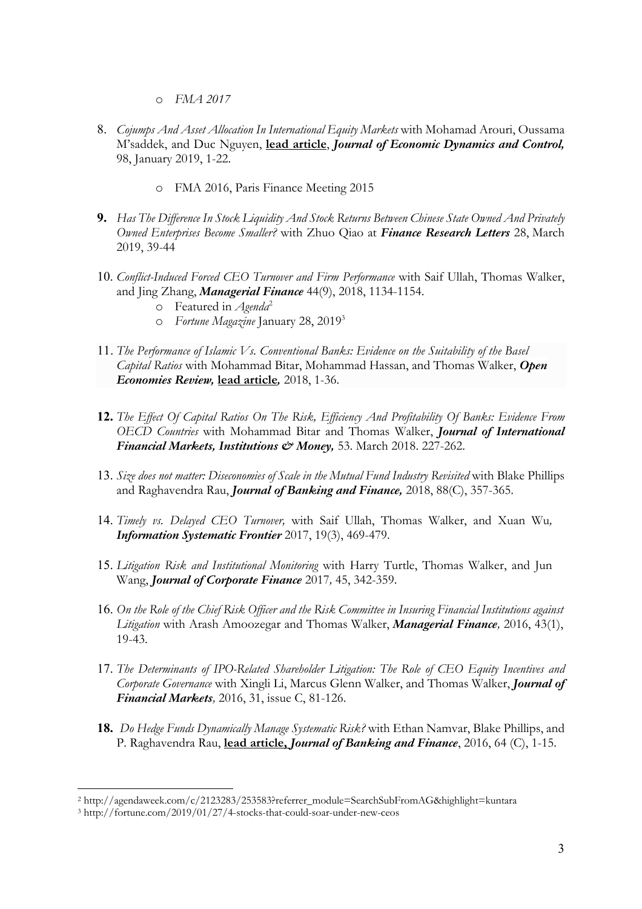- *FMA 2017*

8. *Cojumps And Asset Allocation In International Equity Markets* with Mohamad Arouri, Oussama M'saddek, and Duc Nguyen, **lead article**, ***Journal of Economic Dynamics and Control,*** 98, January 2019, 1-22.

   - FMA 2016, Paris Finance Meeting 2015

9. *Has The Difference In Stock Liquidity And Stock Returns Between Chinese State Owned And Privately Owned Enterprises Become Smaller?* with Zhuo Qiao at ***Finance Research Letters*** 28, March 2019, 39-44

10. *Conflict-Induced Forced CEO Turnover and Firm Performance* with Saif Ullah, Thomas Walker, and Jing Zhang, ***Managerial Finance*** 44(9), 2018, 1134-1154.
    - Featured in *Agenda*[2]
    - *Fortune Magazine* January 28, 2019[3]

11. *The Performance of Islamic Vs. Conventional Banks: Evidence on the Suitability of the Basel Capital Ratios* with Mohammad Bitar, Mohammad Hassan, and Thomas Walker, ***Open Economies Review,*** **lead article***,* 2018, 1-36.

12. *The Effect Of Capital Ratios On The Risk, Efficiency And Profitability Of Banks: Evidence From OECD Countries* with Mohammad Bitar and Thomas Walker, ***Journal of International Financial Markets, Institutions & Money,*** 53. March 2018. 227-262.

13. *Size does not matter: Diseconomies of Scale in the Mutual Fund Industry Revisited* with Blake Phillips and Raghavendra Rau, ***Journal of Banking and Finance,*** 2018, 88(C), 357-365.

14. *Timely vs. Delayed CEO Turnover,* with Saif Ullah, Thomas Walker, and Xuan Wu*,* ***Information Systematic Frontier*** 2017, 19(3), 469-479.

15. *Litigation Risk and Institutional Monitoring* with Harry Turtle, Thomas Walker, and Jun Wang, ***Journal of Corporate Finance*** 2017*,* 45, 342-359.

16. *On the Role of the Chief Risk Officer and the Risk Committee in Insuring Financial Institutions against Litigation* with Arash Amoozegar and Thomas Walker, ***Managerial Finance****,* 2016, 43(1), 19-43.

17. *The Determinants of IPO-Related Shareholder Litigation: The Role of CEO Equity Incentives and Corporate Governance* with Xingli Li, Marcus Glenn Walker, and Thomas Walker, ***Journal of Financial Markets****,* 2016, 31, issue C, 81-126.

18. *Do Hedge Funds Dynamically Manage Systematic Risk?* with Ethan Namvar, Blake Phillips, and P. Raghavendra Rau, **lead article, *Journal of Banking and Finance***, 2016, 64 (C), 1-15.

---

[2] http://agendaweek.com/c/2123283/253583?referrer_module=SearchSubFromAG&highlight=kuntara

[3] http://fortune.com/2019/01/27/4-stocks-that-could-soar-under-new-ceos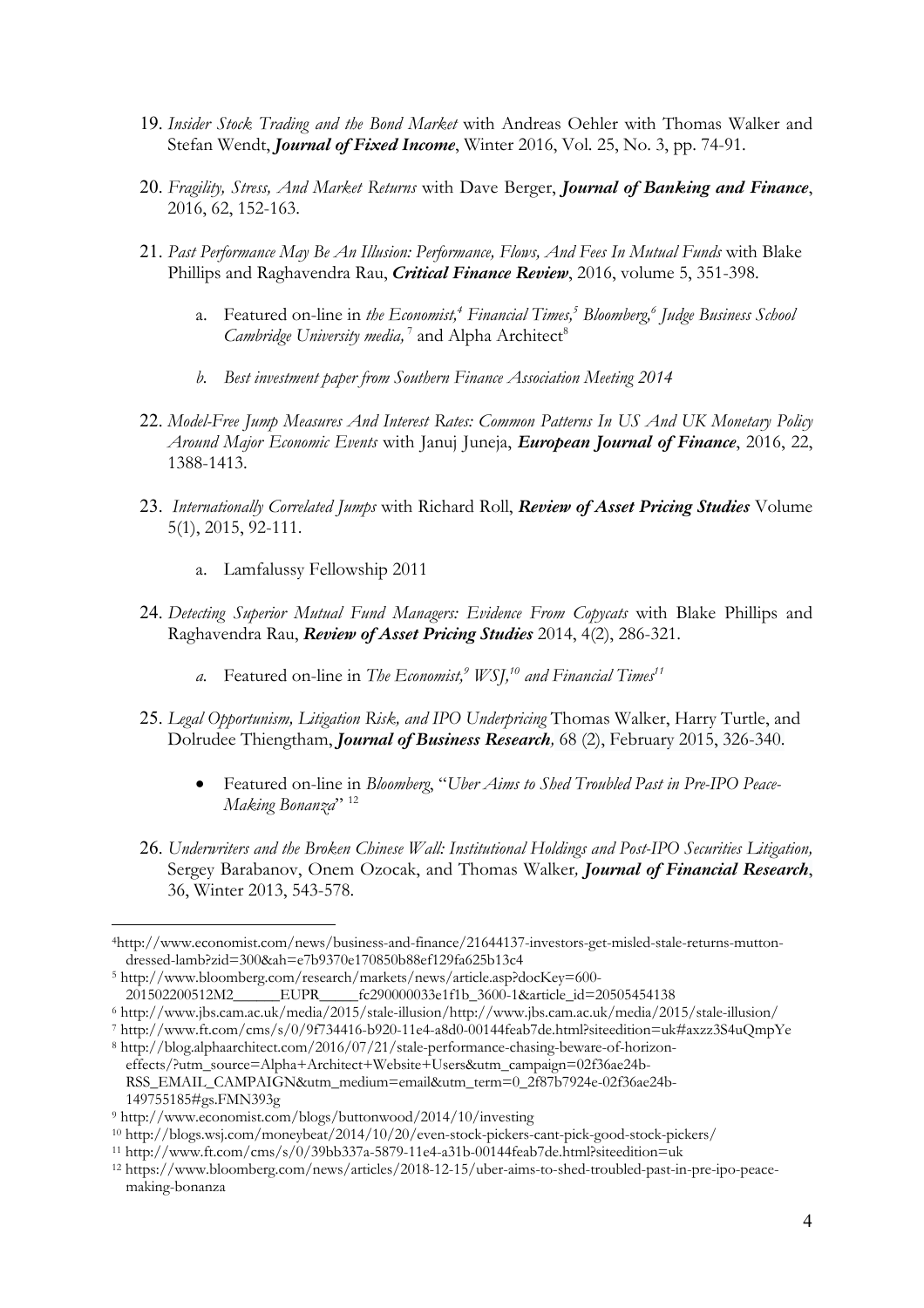19. *Insider Stock Trading and the Bond Market* with Andreas Oehler with Thomas Walker and Stefan Wendt, ***Journal of Fixed Income***, Winter 2016, Vol. 25, No. 3, pp. 74-91.

20. *Fragility, Stress, And Market Returns* with Dave Berger, ***Journal of Banking and Finance***, 2016, 62, 152-163.

21. *Past Performance May Be An Illusion: Performance, Flows, And Fees In Mutual Funds* with Blake Phillips and Raghavendra Rau, ***Critical Finance Review***, 2016, volume 5, 351-398.

    a. Featured on-line in *the Economist,*[4] *Financial Times,*[5] *Bloomberg,*[6] *Judge Business School Cambridge University media,*[7] and Alpha Architect[8]

    b. *Best investment paper from Southern Finance Association Meeting 2014*

22. *Model-Free Jump Measures And Interest Rates: Common Patterns In US And UK Monetary Policy Around Major Economic Events* with Januj Juneja, ***European Journal of Finance***, 2016, 22, 1388-1413.

23. *Internationally Correlated Jumps* with Richard Roll, ***Review of Asset Pricing Studies*** Volume 5(1), 2015, 92-111.

    a. Lamfalussy Fellowship 2011

24. *Detecting Superior Mutual Fund Managers: Evidence From Copycats* with Blake Phillips and Raghavendra Rau, ***Review of Asset Pricing Studies*** 2014, 4(2), 286-321.

    a. Featured on-line in *The Economist,*[9] *WSJ,*[10] *and Financial Times*[11]

25. *Legal Opportunism, Litigation Risk, and IPO Underpricing* Thomas Walker, Harry Turtle, and Dolrudee Thiengtham, ***Journal of Business Research,*** 68 (2), February 2015, 326-340.

    - Featured on-line in *Bloomberg*, "*Uber Aims to Shed Troubled Past in Pre-IPO Peace-Making Bonanza*" [12]

26. *Underwriters and the Broken Chinese Wall: Institutional Holdings and Post-IPO Securities Litigation,* Sergey Barabanov, Onem Ozocak, and Thomas Walker*,* ***Journal of Financial Research***, 36, Winter 2013, 543-578.

---

[4] http://www.economist.com/news/business-and-finance/21644137-investors-get-misled-stale-returns-mutton-dressed-lamb?zid=300&ah=e7b9370e170850b88ef129fa625b13c4

[5] http://www.bloomberg.com/research/markets/news/article.asp?docKey=600-201502200512M2______EUPR_____fc290000033e1f1b_3600-1&article_id=20505454138

[6] http://www.jbs.cam.ac.uk/media/2015/stale-illusion/http://www.jbs.cam.ac.uk/media/2015/stale-illusion/

[7] http://www.ft.com/cms/s/0/9f734416-b920-11e4-a8d0-00144feab7de.html?siteedition=uk#axzz3S4uQmpYe

[8] http://blog.alphaarchitect.com/2016/07/21/stale-performance-chasing-beware-of-horizon-effects/?utm_source=Alpha+Architect+Website+Users&utm_campaign=02f36ae24b-RSS_EMAIL_CAMPAIGN&utm_medium=email&utm_term=0_2f87b7924e-02f36ae24b-149755185#gs.FMN393g

[9] http://www.economist.com/blogs/buttonwood/2014/10/investing

[10] http://blogs.wsj.com/moneybeat/2014/10/20/even-stock-pickers-cant-pick-good-stock-pickers/

[11] http://www.ft.com/cms/s/0/39bb337a-5879-11e4-a31b-00144feab7de.html?siteedition=uk

[12] https://www.bloomberg.com/news/articles/2018-12-15/uber-aims-to-shed-troubled-past-in-pre-ipo-peace-making-bonanza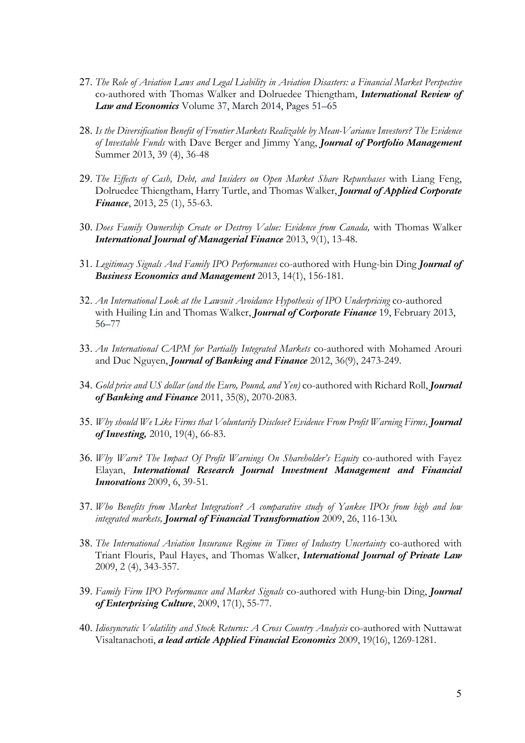27. *The Role of Aviation Laws and Legal Liability in Aviation Disasters: a Financial Market Perspective* co-authored with Thomas Walker and Dolruedee Thiengtham, ***International Review of Law and Economics*** Volume 37, March 2014, Pages 51–65

28. *Is the Diversification Benefit of Frontier Markets Realizable by Mean-Variance Investors? The Evidence of Investable Funds* with Dave Berger and Jimmy Yang, ***Journal of Portfolio Management*** Summer 2013, 39 (4), 36-48

29. *The Effects of Cash, Debt, and Insiders on Open Market Share Repurchases* with Liang Feng, Dolruedee Thiengtham, Harry Turtle, and Thomas Walker, ***Journal of Applied Corporate Finance***, 2013, 25 (1), 55-63.

30. *Does Family Ownership Create or Destroy Value: Evidence from Canada,* with Thomas Walker ***International Journal of Managerial Finance*** 2013, 9(1), 13-48.

31. *Legitimacy Signals And Family IPO Performances* co-authored with Hung-bin Ding ***Journal of Business Economics and Management*** 2013, 14(1), 156-181.

32. *An International Look at the Lawsuit Avoidance Hypothesis of IPO Underpricing* co-authored with Huiling Lin and Thomas Walker, ***Journal of Corporate Finance*** 19, February 2013, 56–77

33. *An International CAPM for Partially Integrated Markets* co-authored with Mohamed Arouri and Duc Nguyen, ***Journal of Banking and Finance*** 2012, 36(9), 2473-249.

34. *Gold price and US dollar (and the Euro, Pound, and Yen)* co-authored with Richard Roll, ***Journal of Banking and Finance*** 2011, 35(8), 2070-2083.

35. *Why should We Like Firms that Voluntarily Disclose? Evidence From Profit Warning Firms,* ***Journal of Investing,*** 2010, 19(4), 66-83.

36. *Why Warn? The Impact Of Profit Warnings On Shareholder's Equity* co-authored with Fayez Elayan, ***International Research Journal Investment Management and Financial Innovations*** 2009, 6, 39-51.

37. *Who Benefits from Market Integration? A comparative study of Yankee IPOs from high and low integrated markets,* ***Journal of Financial Transformation*** 2009, 26, 116-130***.***

38. *The International Aviation Insurance Regime in Times of Industry Uncertainty* co-authored with Triant Flouris, Paul Hayes, and Thomas Walker, ***International Journal of Private Law*** 2009, 2 (4), 343-357.

39. *Family Firm IPO Performance and Market Signals* co-authored with Hung-bin Ding, ***Journal of Enterprising Culture***, 2009, 17(1), 55-77.

40. *Idiosyncratic Volatility and Stock Returns: A Cross Country Analysis* co-authored with Nuttawat Visaltanachoti, ***a lead article Applied Financial Economics*** 2009, 19(16), 1269-1281.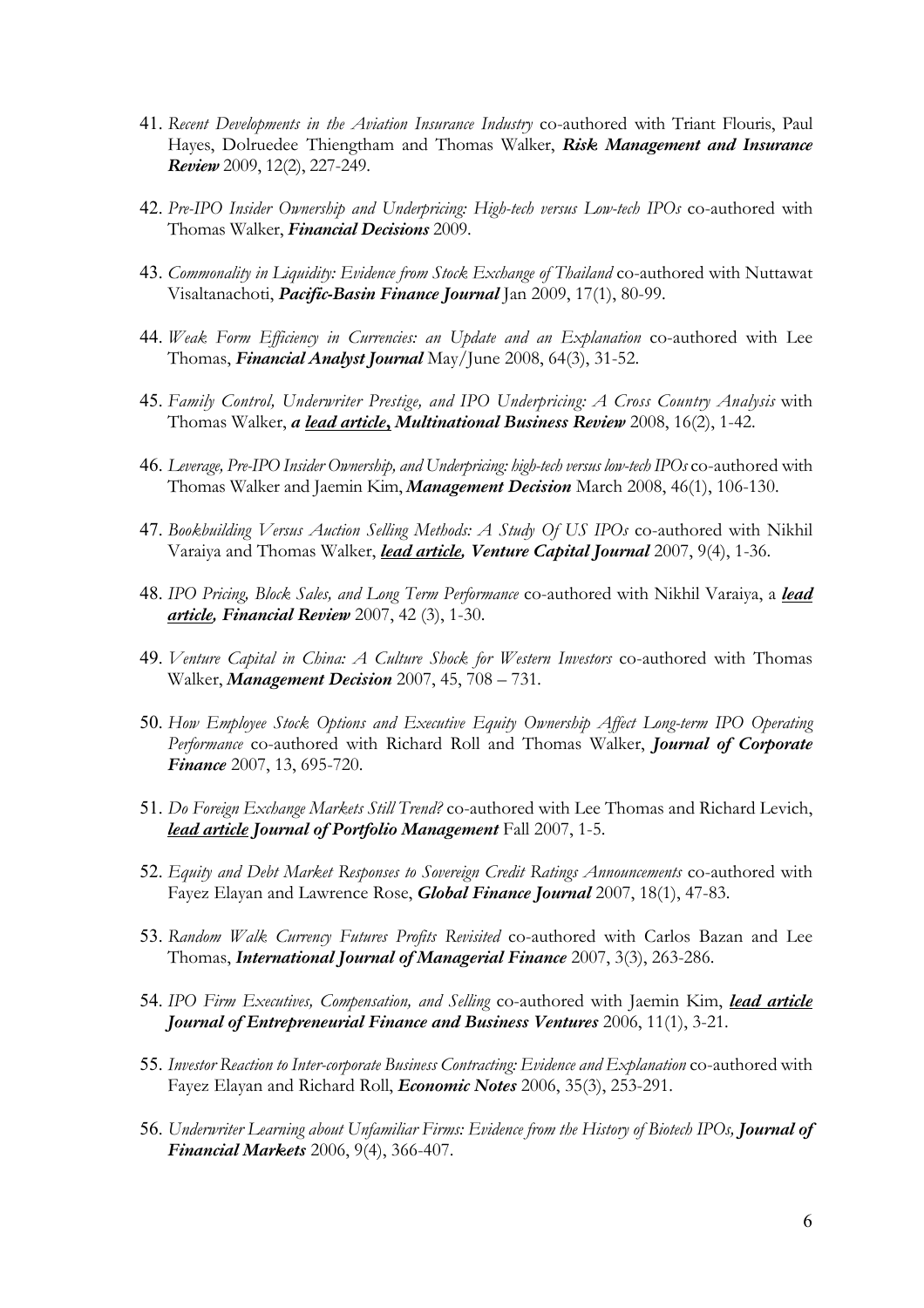41. *Recent Developments in the Aviation Insurance Industry* co-authored with Triant Flouris, Paul Hayes, Dolruedee Thiengtham and Thomas Walker, ***Risk Management and Insurance Review*** 2009, 12(2), 227-249.

42. *Pre-IPO Insider Ownership and Underpricing: High-tech versus Low-tech IPOs* co-authored with Thomas Walker, ***Financial Decisions*** 2009.

43. *Commonality in Liquidity: Evidence from Stock Exchange of Thailand* co-authored with Nuttawat Visaltanachoti, ***Pacific-Basin Finance Journal*** Jan 2009, 17(1), 80-99.

44. *Weak Form Efficiency in Currencies: an Update and an Explanation* co-authored with Lee Thomas, ***Financial Analyst Journal*** May/June 2008, 64(3), 31-52.

45. *Family Control, Underwriter Prestige, and IPO Underpricing: A Cross Country Analysis* with Thomas Walker, ***a <u>lead article</u>, Multinational Business Review*** 2008, 16(2), 1-42.

46. *Leverage, Pre-IPO Insider Ownership, and Underpricing: high-tech versus low-tech IPOs* co-authored with Thomas Walker and Jaemin Kim, ***Management Decision*** March 2008, 46(1), 106-130.

47. *Bookbuilding Versus Auction Selling Methods: A Study Of US IPOs* co-authored with Nikhil Varaiya and Thomas Walker, ***<u>lead article</u>, Venture Capital Journal*** 2007, 9(4), 1-36.

48. *IPO Pricing, Block Sales, and Long Term Performance* co-authored with Nikhil Varaiya, a ***<u>lead article</u>, Financial Review*** 2007, 42 (3), 1-30.

49. *Venture Capital in China: A Culture Shock for Western Investors* co-authored with Thomas Walker, ***Management Decision*** 2007, 45, 708 – 731.

50. *How Employee Stock Options and Executive Equity Ownership Affect Long-term IPO Operating Performance* co-authored with Richard Roll and Thomas Walker, ***Journal of Corporate Finance*** 2007, 13, 695-720.

51. *Do Foreign Exchange Markets Still Trend?* co-authored with Lee Thomas and Richard Levich, ***<u>lead article</u> Journal of Portfolio Management*** Fall 2007, 1-5.

52. *Equity and Debt Market Responses to Sovereign Credit Ratings Announcements* co-authored with Fayez Elayan and Lawrence Rose, ***Global Finance Journal*** 2007, 18(1), 47-83.

53. *Random Walk Currency Futures Profits Revisited* co-authored with Carlos Bazan and Lee Thomas, ***International Journal of Managerial Finance*** 2007, 3(3), 263-286.

54. *IPO Firm Executives, Compensation, and Selling* co-authored with Jaemin Kim, ***<u>lead article</u> Journal of Entrepreneurial Finance and Business Ventures*** 2006, 11(1), 3-21.

55. *Investor Reaction to Inter-corporate Business Contracting: Evidence and Explanation* co-authored with Fayez Elayan and Richard Roll, ***Economic Notes*** 2006, 35(3), 253-291.

56. *Underwriter Learning about Unfamiliar Firms: Evidence from the History of Biotech IPOs,* ***Journal of Financial Markets*** 2006, 9(4), 366-407.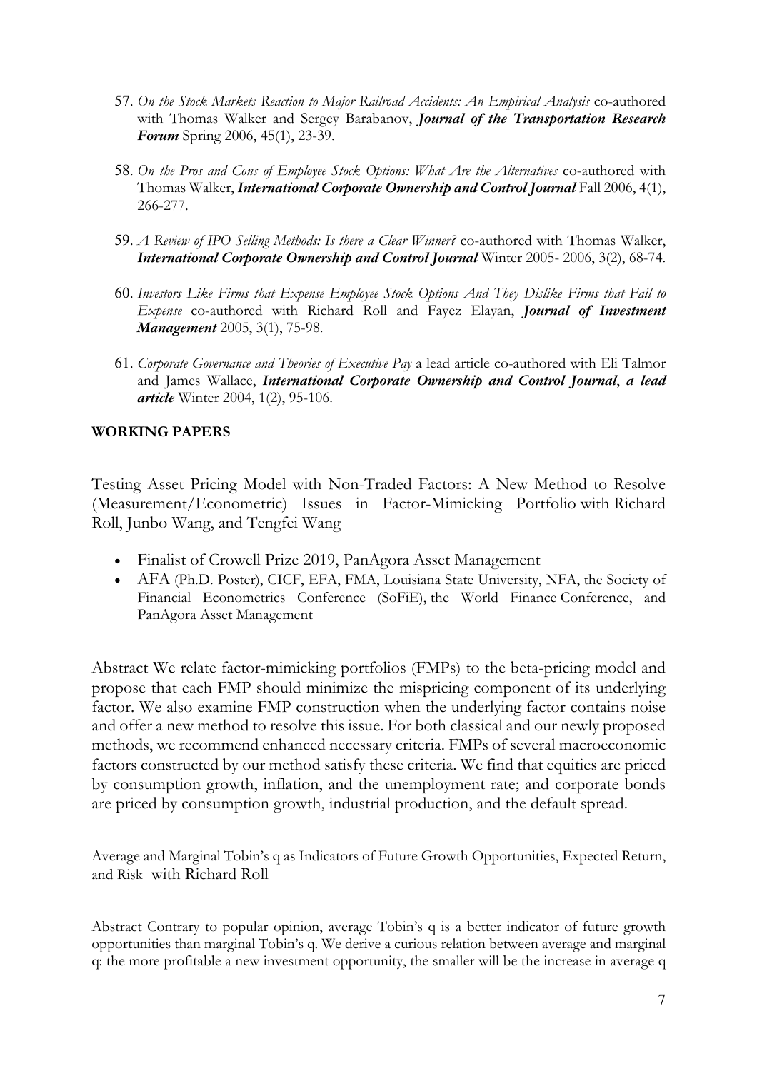57. *On the Stock Markets Reaction to Major Railroad Accidents: An Empirical Analysis* co-authored with Thomas Walker and Sergey Barabanov, ***Journal of the Transportation Research Forum*** Spring 2006, 45(1), 23-39.

58. *On the Pros and Cons of Employee Stock Options: What Are the Alternatives* co-authored with Thomas Walker, ***International Corporate Ownership and Control Journal*** Fall 2006, 4(1), 266-277.

59. *A Review of IPO Selling Methods: Is there a Clear Winner?* co-authored with Thomas Walker, ***International Corporate Ownership and Control Journal*** Winter 2005- 2006, 3(2), 68-74.

60. *Investors Like Firms that Expense Employee Stock Options And They Dislike Firms that Fail to Expense* co-authored with Richard Roll and Fayez Elayan, ***Journal of Investment Management*** 2005, 3(1), 75-98.

61. *Corporate Governance and Theories of Executive Pay* a lead article co-authored with Eli Talmor and James Wallace, ***International Corporate Ownership and Control Journal**, **a lead article*** Winter 2004, 1(2), 95-106.

**WORKING PAPERS**

Testing Asset Pricing Model with Non-Traded Factors: A New Method to Resolve (Measurement/Econometric) Issues in Factor-Mimicking Portfolio with Richard Roll, Junbo Wang, and Tengfei Wang

- Finalist of Crowell Prize 2019, PanAgora Asset Management
- AFA (Ph.D. Poster), CICF, EFA, FMA, Louisiana State University, NFA, the Society of Financial Econometrics Conference (SoFiE), the World Finance Conference, and PanAgora Asset Management

Abstract We relate factor-mimicking portfolios (FMPs) to the beta-pricing model and propose that each FMP should minimize the mispricing component of its underlying factor. We also examine FMP construction when the underlying factor contains noise and offer a new method to resolve this issue. For both classical and our newly proposed methods, we recommend enhanced necessary criteria. FMPs of several macroeconomic factors constructed by our method satisfy these criteria. We find that equities are priced by consumption growth, inflation, and the unemployment rate; and corporate bonds are priced by consumption growth, industrial production, and the default spread.

Average and Marginal Tobin's q as Indicators of Future Growth Opportunities, Expected Return, and Risk with Richard Roll

Abstract Contrary to popular opinion, average Tobin's q is a better indicator of future growth opportunities than marginal Tobin's q. We derive a curious relation between average and marginal q: the more profitable a new investment opportunity, the smaller will be the increase in average q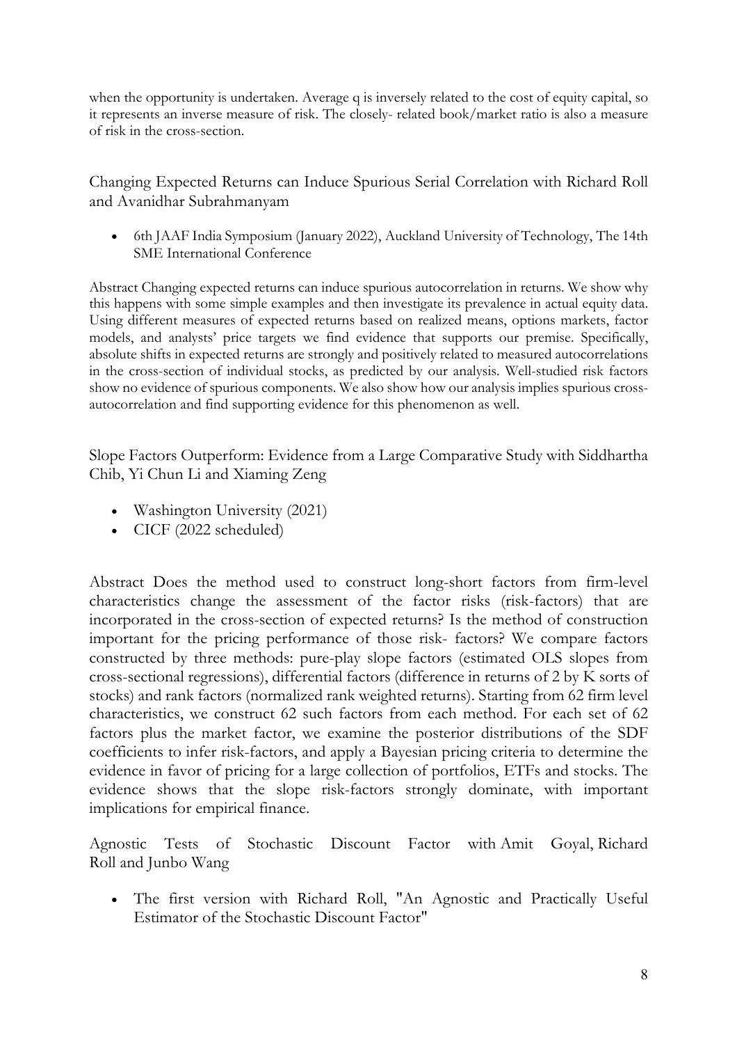when the opportunity is undertaken. Average q is inversely related to the cost of equity capital, so it represents an inverse measure of risk. The closely- related book/market ratio is also a measure of risk in the cross-section.

## Changing Expected Returns can Induce Spurious Serial Correlation with Richard Roll and Avanidhar Subrahmanyam

- 6th JAAF India Symposium (January 2022), Auckland University of Technology, The 14th SME International Conference

Abstract Changing expected returns can induce spurious autocorrelation in returns. We show why this happens with some simple examples and then investigate its prevalence in actual equity data. Using different measures of expected returns based on realized means, options markets, factor models, and analysts' price targets we find evidence that supports our premise. Specifically, absolute shifts in expected returns are strongly and positively related to measured autocorrelations in the cross-section of individual stocks, as predicted by our analysis. Well-studied risk factors show no evidence of spurious components. We also show how our analysis implies spurious cross-autocorrelation and find supporting evidence for this phenomenon as well.

## Slope Factors Outperform: Evidence from a Large Comparative Study with Siddhartha Chib, Yi Chun Li and Xiaming Zeng

- Washington University (2021)
- CICF (2022 scheduled)

Abstract Does the method used to construct long-short factors from firm-level characteristics change the assessment of the factor risks (risk-factors) that are incorporated in the cross-section of expected returns? Is the method of construction important for the pricing performance of those risk- factors? We compare factors constructed by three methods: pure-play slope factors (estimated OLS slopes from cross-sectional regressions), differential factors (difference in returns of 2 by K sorts of stocks) and rank factors (normalized rank weighted returns). Starting from 62 firm level characteristics, we construct 62 such factors from each method. For each set of 62 factors plus the market factor, we examine the posterior distributions of the SDF coefficients to infer risk-factors, and apply a Bayesian pricing criteria to determine the evidence in favor of pricing for a large collection of portfolios, ETFs and stocks. The evidence shows that the slope risk-factors strongly dominate, with important implications for empirical finance.

## Agnostic Tests of Stochastic Discount Factor with Amit Goyal, Richard Roll and Junbo Wang

- The first version with Richard Roll, "An Agnostic and Practically Useful Estimator of the Stochastic Discount Factor"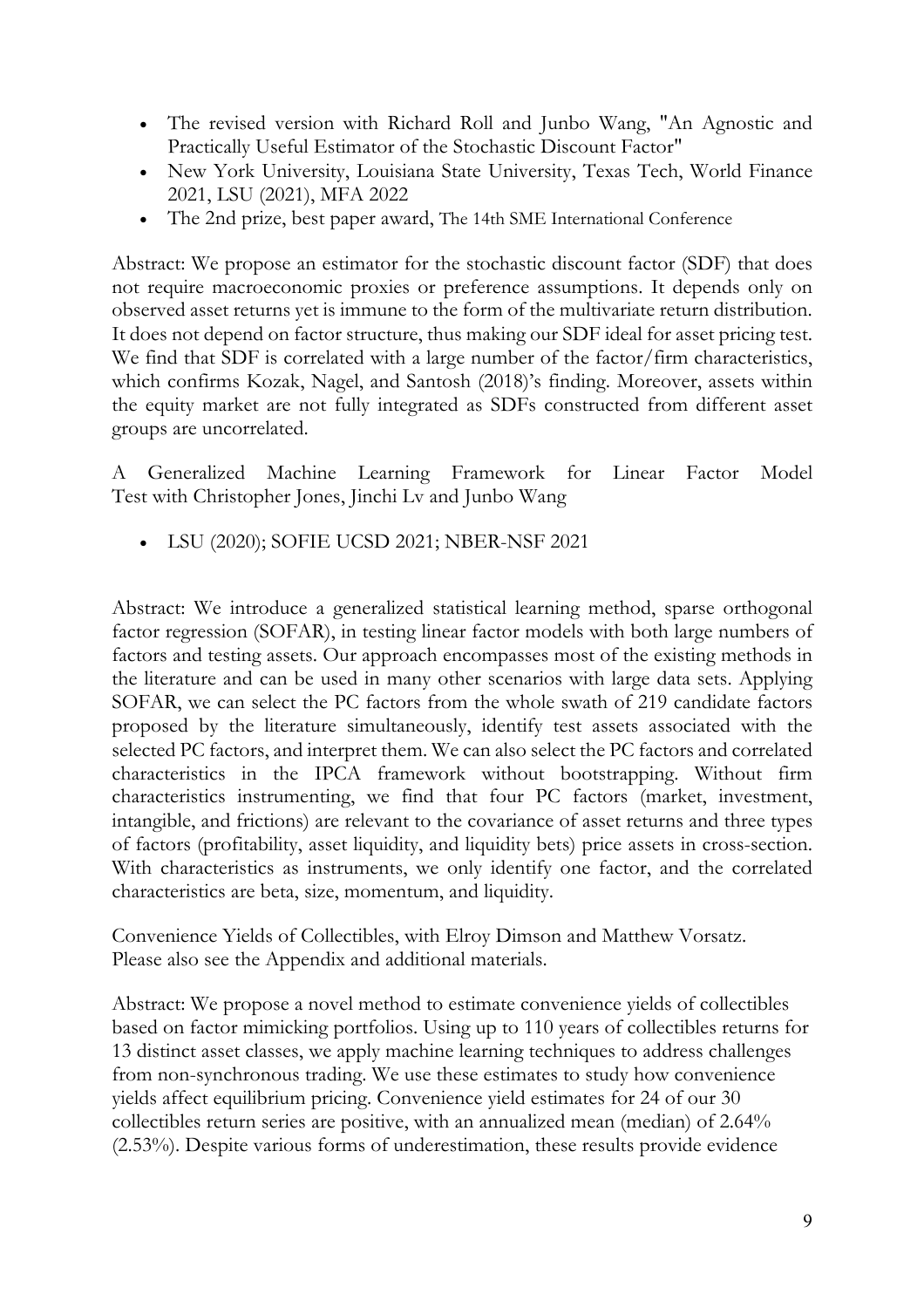- The revised version with Richard Roll and Junbo Wang, "An Agnostic and Practically Useful Estimator of the Stochastic Discount Factor"
- New York University, Louisiana State University, Texas Tech, World Finance 2021, LSU (2021), MFA 2022
- The 2nd prize, best paper award, The 14th SME International Conference

Abstract: We propose an estimator for the stochastic discount factor (SDF) that does not require macroeconomic proxies or preference assumptions. It depends only on observed asset returns yet is immune to the form of the multivariate return distribution. It does not depend on factor structure, thus making our SDF ideal for asset pricing test. We find that SDF is correlated with a large number of the factor/firm characteristics, which confirms Kozak, Nagel, and Santosh (2018)'s finding. Moreover, assets within the equity market are not fully integrated as SDFs constructed from different asset groups are uncorrelated.

A Generalized Machine Learning Framework for Linear Factor Model Test with Christopher Jones, Jinchi Lv and Junbo Wang

- LSU (2020); SOFIE UCSD 2021; NBER-NSF 2021

Abstract: We introduce a generalized statistical learning method, sparse orthogonal factor regression (SOFAR), in testing linear factor models with both large numbers of factors and testing assets. Our approach encompasses most of the existing methods in the literature and can be used in many other scenarios with large data sets. Applying SOFAR, we can select the PC factors from the whole swath of 219 candidate factors proposed by the literature simultaneously, identify test assets associated with the selected PC factors, and interpret them. We can also select the PC factors and correlated characteristics in the IPCA framework without bootstrapping. Without firm characteristics instrumenting, we find that four PC factors (market, investment, intangible, and frictions) are relevant to the covariance of asset returns and three types of factors (profitability, asset liquidity, and liquidity bets) price assets in cross-section. With characteristics as instruments, we only identify one factor, and the correlated characteristics are beta, size, momentum, and liquidity.

Convenience Yields of Collectibles, with Elroy Dimson and Matthew Vorsatz.
Please also see the Appendix and additional materials.

Abstract: We propose a novel method to estimate convenience yields of collectibles based on factor mimicking portfolios. Using up to 110 years of collectibles returns for 13 distinct asset classes, we apply machine learning techniques to address challenges from non-synchronous trading. We use these estimates to study how convenience yields affect equilibrium pricing. Convenience yield estimates for 24 of our 30 collectibles return series are positive, with an annualized mean (median) of 2.64% (2.53%). Despite various forms of underestimation, these results provide evidence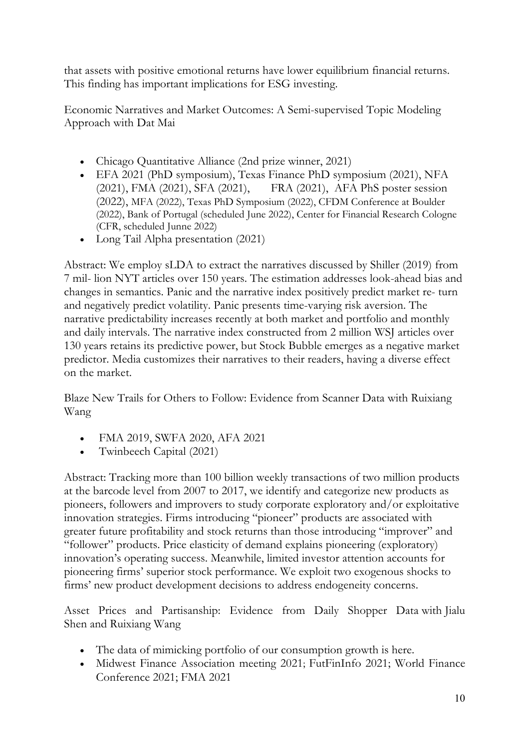that assets with positive emotional returns have lower equilibrium financial returns. This finding has important implications for ESG investing.

Economic Narratives and Market Outcomes: A Semi-supervised Topic Modeling Approach with Dat Mai

- Chicago Quantitative Alliance (2nd prize winner, 2021)
- EFA 2021 (PhD symposium), Texas Finance PhD symposium (2021), NFA (2021), FMA (2021), SFA (2021), FRA (2021), AFA PhS poster session (2022), MFA (2022), Texas PhD Symposium (2022), CFDM Conference at Boulder (2022), Bank of Portugal (scheduled June 2022), Center for Financial Research Cologne (CFR, scheduled Junne 2022)
- Long Tail Alpha presentation (2021)

Abstract: We employ sLDA to extract the narratives discussed by Shiller (2019) from 7 mil- lion NYT articles over 150 years. The estimation addresses look-ahead bias and changes in semantics. Panic and the narrative index positively predict market re- turn and negatively predict volatility. Panic presents time-varying risk aversion. The narrative predictability increases recently at both market and portfolio and monthly and daily intervals. The narrative index constructed from 2 million WSJ articles over 130 years retains its predictive power, but Stock Bubble emerges as a negative market predictor. Media customizes their narratives to their readers, having a diverse effect on the market.

Blaze New Trails for Others to Follow: Evidence from Scanner Data with Ruixiang Wang

- FMA 2019, SWFA 2020, AFA 2021
- Twinbeech Capital (2021)

Abstract: Tracking more than 100 billion weekly transactions of two million products at the barcode level from 2007 to 2017, we identify and categorize new products as pioneers, followers and improvers to study corporate exploratory and/or exploitative innovation strategies. Firms introducing "pioneer" products are associated with greater future profitability and stock returns than those introducing "improver" and "follower" products. Price elasticity of demand explains pioneering (exploratory) innovation's operating success. Meanwhile, limited investor attention accounts for pioneering firms' superior stock performance. We exploit two exogenous shocks to firms' new product development decisions to address endogeneity concerns.

Asset Prices and Partisanship: Evidence from Daily Shopper Data with Jialu Shen and Ruixiang Wang

- The data of mimicking portfolio of our consumption growth is here.
- Midwest Finance Association meeting 2021; FutFinInfo 2021; World Finance Conference 2021; FMA 2021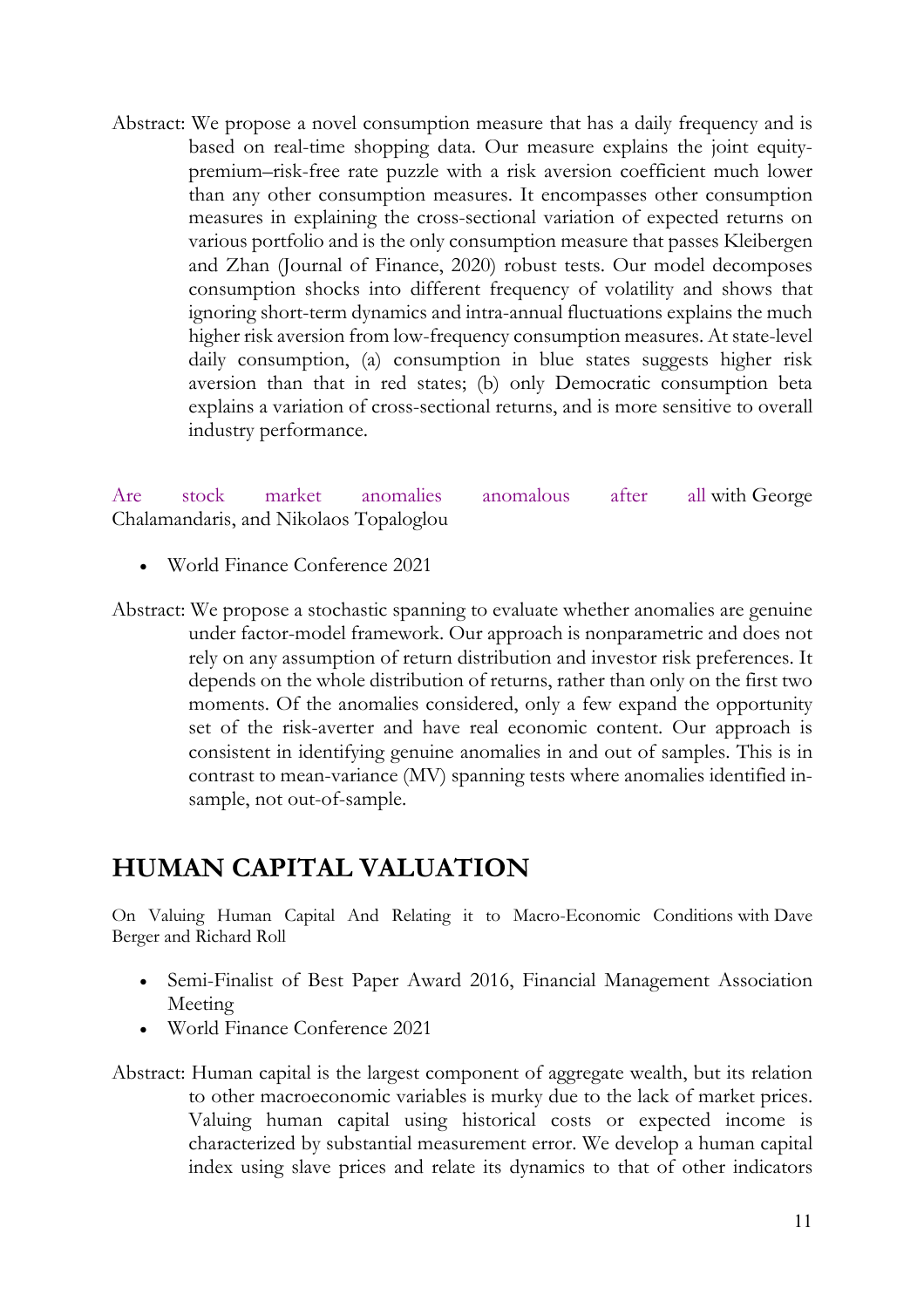Abstract: We propose a novel consumption measure that has a daily frequency and is based on real-time shopping data. Our measure explains the joint equity-premium–risk-free rate puzzle with a risk aversion coefficient much lower than any other consumption measures. It encompasses other consumption measures in explaining the cross-sectional variation of expected returns on various portfolio and is the only consumption measure that passes Kleibergen and Zhan (Journal of Finance, 2020) robust tests. Our model decomposes consumption shocks into different frequency of volatility and shows that ignoring short-term dynamics and intra-annual fluctuations explains the much higher risk aversion from low-frequency consumption measures. At state-level daily consumption, (a) consumption in blue states suggests higher risk aversion than that in red states; (b) only Democratic consumption beta explains a variation of cross-sectional returns, and is more sensitive to overall industry performance.

Are stock market anomalies anomalous after all with George Chalamandaris, and Nikolaos Topaloglou

- World Finance Conference 2021

Abstract: We propose a stochastic spanning to evaluate whether anomalies are genuine under factor-model framework. Our approach is nonparametric and does not rely on any assumption of return distribution and investor risk preferences. It depends on the whole distribution of returns, rather than only on the first two moments. Of the anomalies considered, only a few expand the opportunity set of the risk-averter and have real economic content. Our approach is consistent in identifying genuine anomalies in and out of samples. This is in contrast to mean-variance (MV) spanning tests where anomalies identified in-sample, not out-of-sample.

## HUMAN CAPITAL VALUATION

On Valuing Human Capital And Relating it to Macro-Economic Conditions with Dave Berger and Richard Roll

- Semi-Finalist of Best Paper Award 2016, Financial Management Association Meeting
- World Finance Conference 2021

Abstract: Human capital is the largest component of aggregate wealth, but its relation to other macroeconomic variables is murky due to the lack of market prices. Valuing human capital using historical costs or expected income is characterized by substantial measurement error. We develop a human capital index using slave prices and relate its dynamics to that of other indicators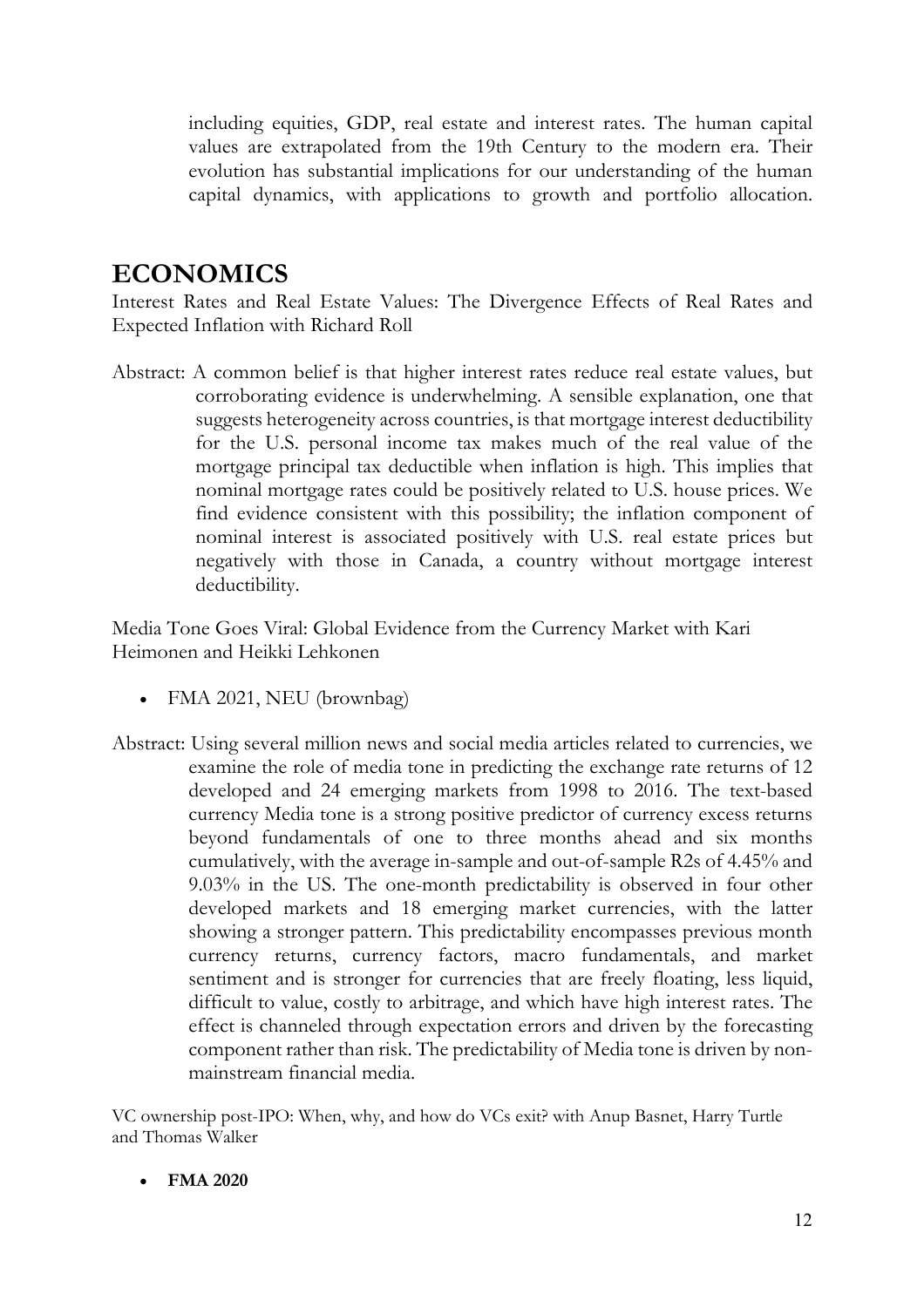including equities, GDP, real estate and interest rates. The human capital values are extrapolated from the 19th Century to the modern era. Their evolution has substantial implications for our understanding of the human capital dynamics, with applications to growth and portfolio allocation.

# ECONOMICS

Interest Rates and Real Estate Values: The Divergence Effects of Real Rates and Expected Inflation with Richard Roll

Abstract: A common belief is that higher interest rates reduce real estate values, but corroborating evidence is underwhelming. A sensible explanation, one that suggests heterogeneity across countries, is that mortgage interest deductibility for the U.S. personal income tax makes much of the real value of the mortgage principal tax deductible when inflation is high. This implies that nominal mortgage rates could be positively related to U.S. house prices. We find evidence consistent with this possibility; the inflation component of nominal interest is associated positively with U.S. real estate prices but negatively with those in Canada, a country without mortgage interest deductibility.

Media Tone Goes Viral: Global Evidence from the Currency Market with Kari Heimonen and Heikki Lehkonen

- FMA 2021, NEU (brownbag)

Abstract: Using several million news and social media articles related to currencies, we examine the role of media tone in predicting the exchange rate returns of 12 developed and 24 emerging markets from 1998 to 2016. The text-based currency Media tone is a strong positive predictor of currency excess returns beyond fundamentals of one to three months ahead and six months cumulatively, with the average in-sample and out-of-sample $R^2$s of 4.45% and 9.03% in the US. The one-month predictability is observed in four other developed markets and 18 emerging market currencies, with the latter showing a stronger pattern. This predictability encompasses previous month currency returns, currency factors, macro fundamentals, and market sentiment and is stronger for currencies that are freely floating, less liquid, difficult to value, costly to arbitrage, and which have high interest rates. The effect is channeled through expectation errors and driven by the forecasting component rather than risk. The predictability of Media tone is driven by non-mainstream financial media.

VC ownership post-IPO: When, why, and how do VCs exit? with Anup Basnet, Harry Turtle and Thomas Walker

- **FMA 2020**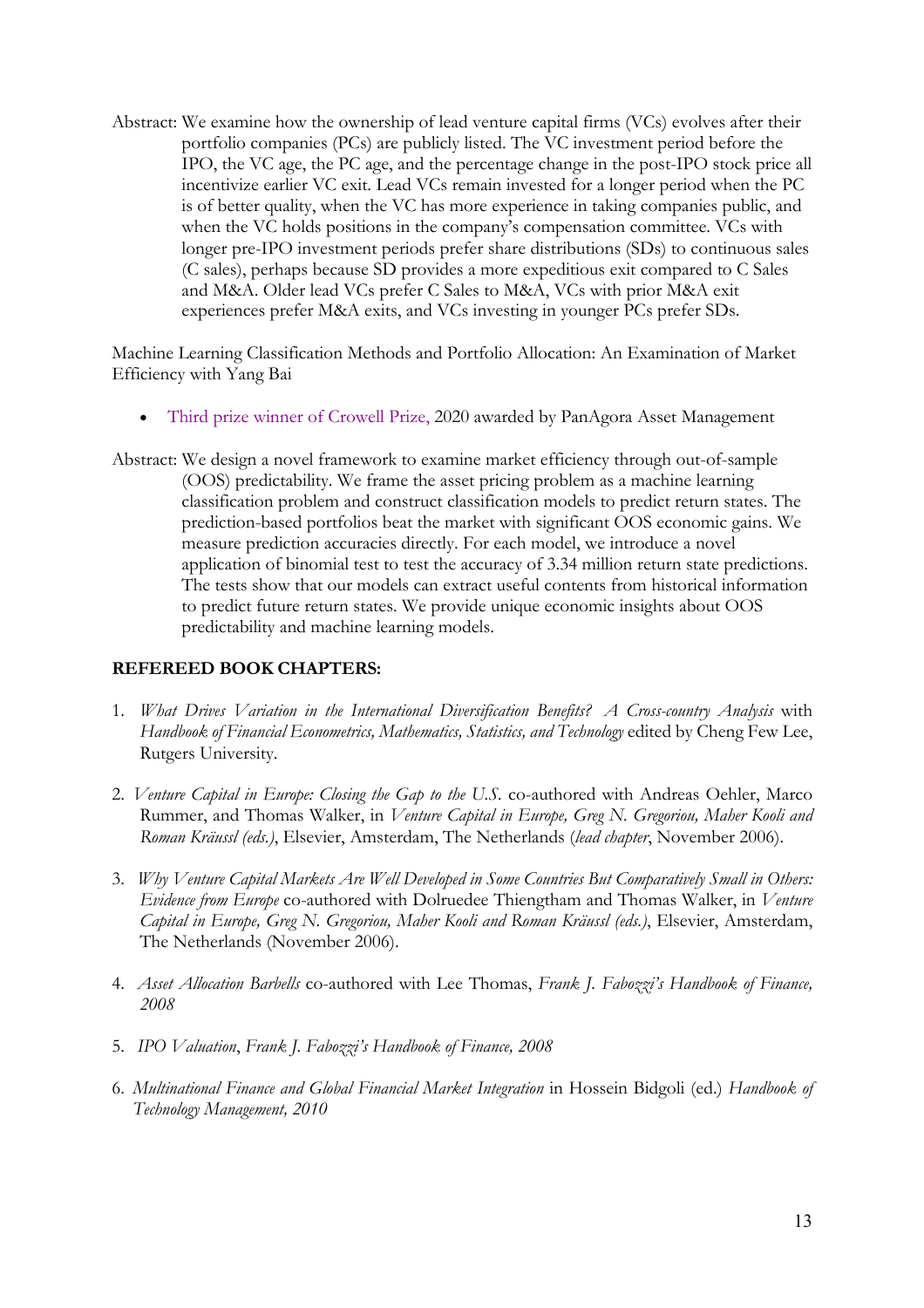Abstract: We examine how the ownership of lead venture capital firms (VCs) evolves after their portfolio companies (PCs) are publicly listed. The VC investment period before the IPO, the VC age, the PC age, and the percentage change in the post-IPO stock price all incentivize earlier VC exit. Lead VCs remain invested for a longer period when the PC is of better quality, when the VC has more experience in taking companies public, and when the VC holds positions in the company's compensation committee. VCs with longer pre-IPO investment periods prefer share distributions (SDs) to continuous sales (C sales), perhaps because SD provides a more expeditious exit compared to C Sales and M&A. Older lead VCs prefer C Sales to M&A, VCs with prior M&A exit experiences prefer M&A exits, and VCs investing in younger PCs prefer SDs.

Machine Learning Classification Methods and Portfolio Allocation: An Examination of Market Efficiency with Yang Bai

- Third prize winner of Crowell Prize, 2020 awarded by PanAgora Asset Management

Abstract: We design a novel framework to examine market efficiency through out-of-sample (OOS) predictability. We frame the asset pricing problem as a machine learning classification problem and construct classification models to predict return states. The prediction-based portfolios beat the market with significant OOS economic gains. We measure prediction accuracies directly. For each model, we introduce a novel application of binomial test to test the accuracy of 3.34 million return state predictions. The tests show that our models can extract useful contents from historical information to predict future return states. We provide unique economic insights about OOS predictability and machine learning models.

## REFEREED BOOK CHAPTERS:

1. *What Drives Variation in the International Diversification Benefits? A Cross-country Analysis* with *Handbook of Financial Econometrics, Mathematics, Statistics, and Technology* edited by Cheng Few Lee, Rutgers University.

2. *Venture Capital in Europe: Closing the Gap to the U.S.* co-authored with Andreas Oehler, Marco Rummer, and Thomas Walker, in *Venture Capital in Europe, Greg N. Gregoriou, Maher Kooli and Roman Kräussl (eds.)*, Elsevier, Amsterdam, The Netherlands (*lead chapter*, November 2006).

3. *Why Venture Capital Markets Are Well Developed in Some Countries But Comparatively Small in Others: Evidence from Europe* co-authored with Dolruedee Thiengtham and Thomas Walker, in *Venture Capital in Europe, Greg N. Gregoriou, Maher Kooli and Roman Kräussl (eds.)*, Elsevier, Amsterdam, The Netherlands (November 2006).

4. *Asset Allocation Barbells* co-authored with Lee Thomas, *Frank J. Fabozzi's Handbook of Finance, 2008*

5. *IPO Valuation*, *Frank J. Fabozzi's Handbook of Finance, 2008*

6. *Multinational Finance and Global Financial Market Integration* in Hossein Bidgoli (ed.) *Handbook of Technology Management, 2010*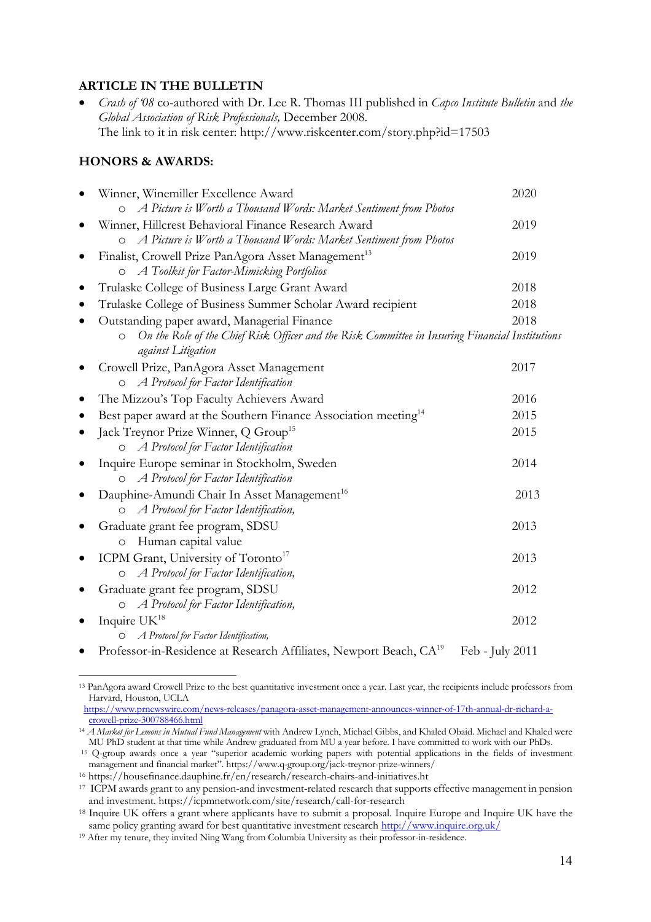**ARTICLE IN THE BULLETIN**

- *Crash of '08* co-authored with Dr. Lee R. Thomas III published in *Capco Institute Bulletin* and *the Global Association of Risk Professionals,* December 2008.
  The link to it in risk center: http://www.riskcenter.com/story.php?id=17503

**HONORS & AWARDS:**

- Winner, Winemiller Excellence Award — 2020
  - *A Picture is Worth a Thousand Words: Market Sentiment from Photos*
- Winner, Hillcrest Behavioral Finance Research Award — 2019
  - *A Picture is Worth a Thousand Words: Market Sentiment from Photos*
- Finalist, Crowell Prize PanAgora Asset Management[13] — 2019
  - *A Toolkit for Factor-Mimicking Portfolios*
- Trulaske College of Business Large Grant Award — 2018
- Trulaske College of Business Summer Scholar Award recipient — 2018
- Outstanding paper award, Managerial Finance — 2018
  - *On the Role of the Chief Risk Officer and the Risk Committee in Insuring Financial Institutions against Litigation*
- Crowell Prize, PanAgora Asset Management — 2017
  - *A Protocol for Factor Identification*
- The Mizzou's Top Faculty Achievers Award — 2016
- Best paper award at the Southern Finance Association meeting[14] — 2015
- Jack Treynor Prize Winner, Q Group[15] — 2015
  - *A Protocol for Factor Identification*
- Inquire Europe seminar in Stockholm, Sweden — 2014
  - *A Protocol for Factor Identification*
- Dauphine-Amundi Chair In Asset Management[16] — 2013
  - *A Protocol for Factor Identification,*
- Graduate grant fee program, SDSU — 2013
  - Human capital value
- ICPM Grant, University of Toronto[17] — 2013
  - *A Protocol for Factor Identification,*
- Graduate grant fee program, SDSU — 2012
  - *A Protocol for Factor Identification,*
- Inquire UK[18] — 2012
  - *A Protocol for Factor Identification,*
- Professor-in-Residence at Research Affiliates, Newport Beach, CA[19] — Feb - July 2011

---

[13] PanAgora award Crowell Prize to the best quantitative investment once a year. Last year, the recipients include professors from Harvard, Houston, UCLA https://www.prnewswire.com/news-releases/panagora-asset-management-announces-winner-of-17th-annual-dr-richard-a-crowell-prize-300788466.html

[14] *A Market for Lemons in Mutual Fund Management* with Andrew Lynch, Michael Gibbs, and Khaled Obaid. Michael and Khaled were MU PhD student at that time while Andrew graduated from MU a year before. I have committed to work with our PhDs.

[15] Q-group awards once a year "superior academic working papers with potential applications in the fields of investment management and financial market". https://www.q-group.org/jack-treynor-prize-winners/

[16] https://housefinance.dauphine.fr/en/research/research-chairs-and-initiatives.ht

[17] ICPM awards grant to any pension-and investment-related research that supports effective management in pension and investment. https://icpmnetwork.com/site/research/call-for-research

[18] Inquire UK offers a grant where applicants have to submit a proposal. Inquire Europe and Inquire UK have the same policy granting award for best quantitative investment research http://www.inquire.org.uk/

[19] After my tenure, they invited Ning Wang from Columbia University as their professor-in-residence.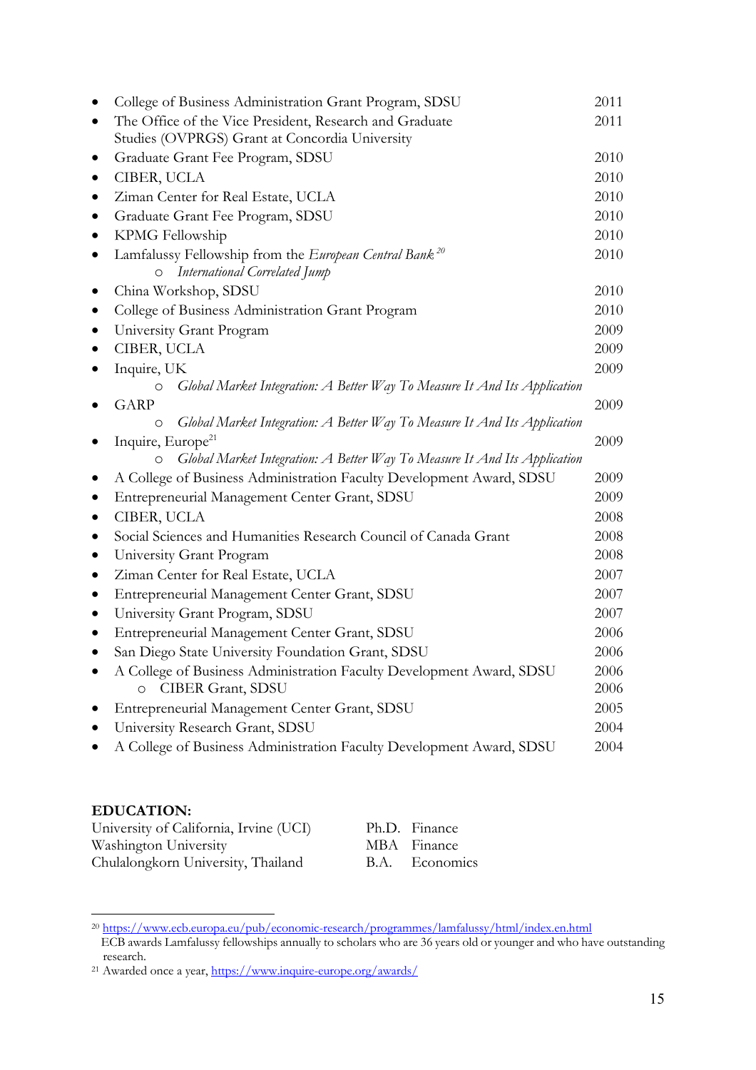- College of Business Administration Grant Program, SDSU 2011
- The Office of the Vice President, Research and Graduate Studies (OVPRGS) Grant at Concordia University 2011
- Graduate Grant Fee Program, SDSU 2010
- CIBER, UCLA 2010
- Ziman Center for Real Estate, UCLA 2010
- Graduate Grant Fee Program, SDSU 2010
- KPMG Fellowship 2010
- Lamfalussy Fellowship from the *European Central Bank*[20] 2010
  - *International Correlated Jump*
- China Workshop, SDSU 2010
- College of Business Administration Grant Program 2010
- University Grant Program 2009
- CIBER, UCLA 2009
- Inquire, UK 2009
  - *Global Market Integration: A Better Way To Measure It And Its Application*
- GARP 2009
  - *Global Market Integration: A Better Way To Measure It And Its Application*
- Inquire, Europe[21] 2009
  - *Global Market Integration: A Better Way To Measure It And Its Application*
- A College of Business Administration Faculty Development Award, SDSU 2009
- Entrepreneurial Management Center Grant, SDSU 2009
- CIBER, UCLA 2008
- Social Sciences and Humanities Research Council of Canada Grant 2008
- University Grant Program 2008
- Ziman Center for Real Estate, UCLA 2007
- Entrepreneurial Management Center Grant, SDSU 2007
- University Grant Program, SDSU 2007
- Entrepreneurial Management Center Grant, SDSU 2006
- San Diego State University Foundation Grant, SDSU 2006
- A College of Business Administration Faculty Development Award, SDSU 2006
  - CIBER Grant, SDSU 2006
- Entrepreneurial Management Center Grant, SDSU 2005
- University Research Grant, SDSU 2004
- A College of Business Administration Faculty Development Award, SDSU 2004

**EDUCATION:**

University of California, Irvine (UCI) Ph.D. Finance
Washington University MBA Finance
Chulalongkorn University, Thailand B.A. Economics

---

[20] https://www.ecb.europa.eu/pub/economic-research/programmes/lamfalussy/html/index.en.html
ECB awards Lamfalussy fellowships annually to scholars who are 36 years old or younger and who have outstanding research.

[21] Awarded once a year, https://www.inquire-europe.org/awards/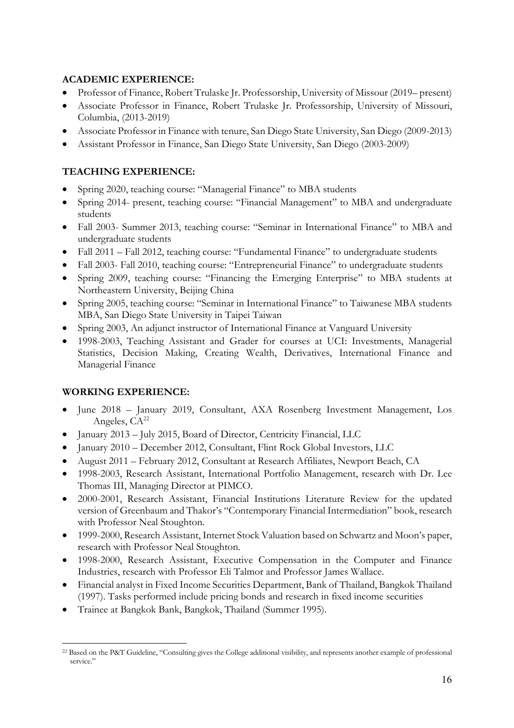**ACADEMIC EXPERIENCE:**

- Professor of Finance, Robert Trulaske Jr. Professorship, University of Missour (2019– present)
- Associate Professor in Finance, Robert Trulaske Jr. Professorship, University of Missouri, Columbia, (2013-2019)
- Associate Professor in Finance with tenure, San Diego State University, San Diego (2009-2013)
- Assistant Professor in Finance, San Diego State University, San Diego (2003-2009)

**TEACHING EXPERIENCE:**

- Spring 2020, teaching course: "Managerial Finance" to MBA students
- Spring 2014- present, teaching course: "Financial Management" to MBA and undergraduate students
- Fall 2003- Summer 2013, teaching course: "Seminar in International Finance" to MBA and undergraduate students
- Fall 2011 – Fall 2012, teaching course: "Fundamental Finance" to undergraduate students
- Fall 2003- Fall 2010, teaching course: "Entrepreneurial Finance" to undergraduate students
- Spring 2009, teaching course: "Financing the Emerging Enterprise" to MBA students at Northeastern University, Beijing China
- Spring 2005, teaching course: "Seminar in International Finance" to Taiwanese MBA students MBA, San Diego State University in Taipei Taiwan
- Spring 2003, An adjunct instructor of International Finance at Vanguard University
- 1998-2003, Teaching Assistant and Grader for courses at UCI: Investments, Managerial Statistics, Decision Making, Creating Wealth, Derivatives, International Finance and Managerial Finance

**WORKING EXPERIENCE:**

- June 2018 – January 2019, Consultant, AXA Rosenberg Investment Management, Los Angeles, CA[22]
- January 2013 – July 2015, Board of Director, Centricity Financial, LLC
- January 2010 – December 2012, Consultant, Flint Rock Global Investors, LLC
- August 2011 – February 2012, Consultant at Research Affiliates, Newport Beach, CA
- 1998-2003, Research Assistant, International Portfolio Management, research with Dr. Lee Thomas III, Managing Director at PIMCO.
- 2000-2001, Research Assistant, Financial Institutions Literature Review for the updated version of Greenbaum and Thakor's "Contemporary Financial Intermediation" book, research with Professor Neal Stoughton.
- 1999-2000, Research Assistant, Internet Stock Valuation based on Schwartz and Moon's paper, research with Professor Neal Stoughton.
- 1998-2000, Research Assistant, Executive Compensation in the Computer and Finance Industries, research with Professor Eli Talmor and Professor James Wallace.
- Financial analyst in Fixed Income Securities Department, Bank of Thailand, Bangkok Thailand (1997). Tasks performed include pricing bonds and research in fixed income securities
- Trainee at Bangkok Bank, Bangkok, Thailand (Summer 1995).

---

[22] Based on the P&T Guideline, "Consulting gives the College additional visibility, and represents another example of professional service."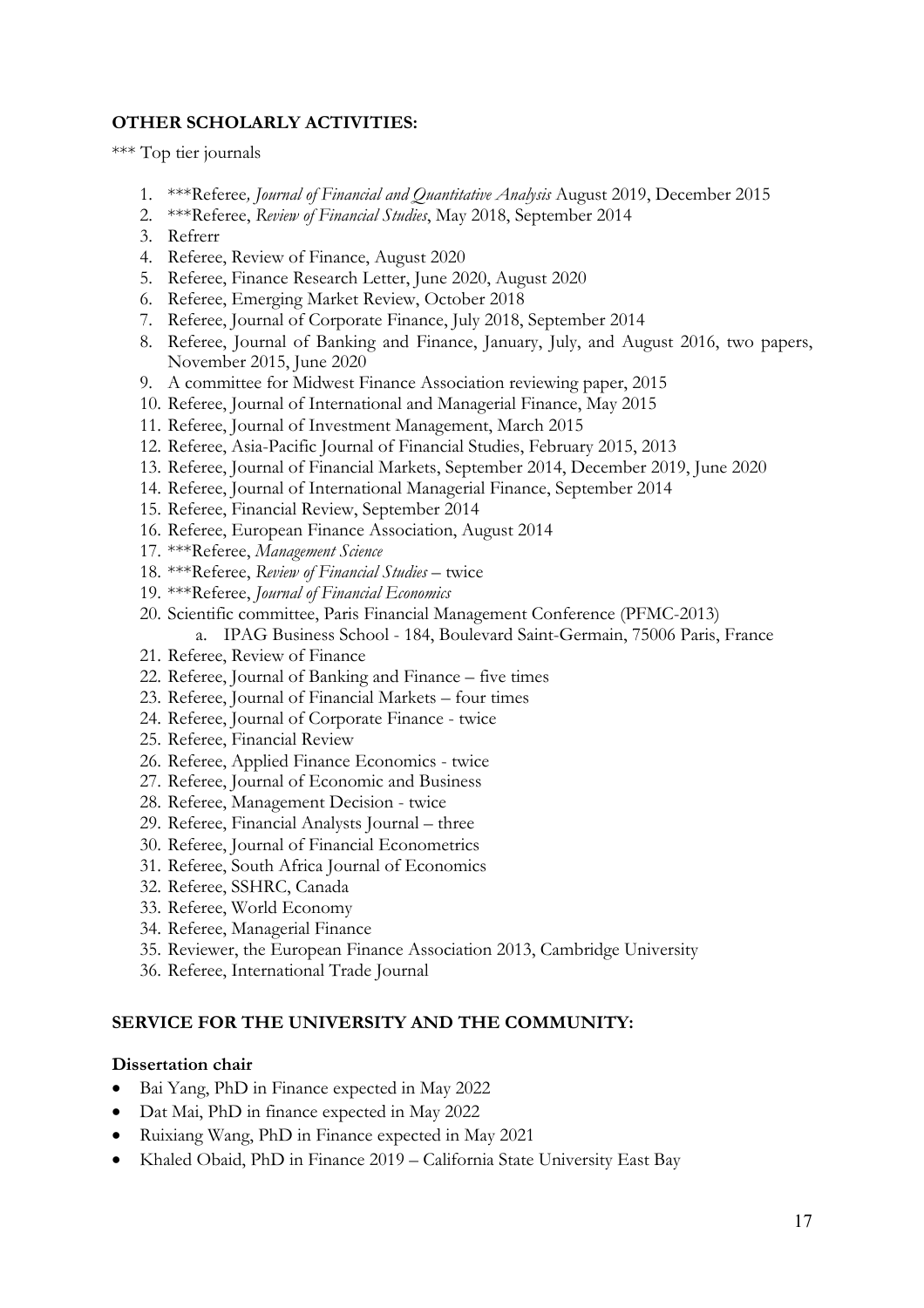**OTHER SCHOLARLY ACTIVITIES:**

*** Top tier journals

1. ***Referee*, Journal of Financial and Quantitative Analysis* August 2019, December 2015
2. ***Referee, *Review of Financial Studies*, May 2018, September 2014
3. Refrerr
4. Referee, Review of Finance, August 2020
5. Referee, Finance Research Letter, June 2020, August 2020
6. Referee, Emerging Market Review, October 2018
7. Referee, Journal of Corporate Finance, July 2018, September 2014
8. Referee, Journal of Banking and Finance, January, July, and August 2016, two papers, November 2015, June 2020
9. A committee for Midwest Finance Association reviewing paper, 2015
10. Referee, Journal of International and Managerial Finance, May 2015
11. Referee, Journal of Investment Management, March 2015
12. Referee, Asia-Pacific Journal of Financial Studies, February 2015, 2013
13. Referee, Journal of Financial Markets, September 2014, December 2019, June 2020
14. Referee, Journal of International Managerial Finance, September 2014
15. Referee, Financial Review, September 2014
16. Referee, European Finance Association, August 2014
17. ***Referee, *Management Science*
18. ***Referee, *Review of Financial Studies* – twice
19. ***Referee, *Journal of Financial Economics*
20. Scientific committee, Paris Financial Management Conference (PFMC-2013)
    a. IPAG Business School - 184, Boulevard Saint-Germain, 75006 Paris, France
21. Referee, Review of Finance
22. Referee, Journal of Banking and Finance – five times
23. Referee, Journal of Financial Markets – four times
24. Referee, Journal of Corporate Finance - twice
25. Referee, Financial Review
26. Referee, Applied Finance Economics - twice
27. Referee, Journal of Economic and Business
28. Referee, Management Decision - twice
29. Referee, Financial Analysts Journal – three
30. Referee, Journal of Financial Econometrics
31. Referee, South Africa Journal of Economics
32. Referee, SSHRC, Canada
33. Referee, World Economy
34. Referee, Managerial Finance
35. Reviewer, the European Finance Association 2013, Cambridge University
36. Referee, International Trade Journal

**SERVICE FOR THE UNIVERSITY AND THE COMMUNITY:**

**Dissertation chair**

- Bai Yang, PhD in Finance expected in May 2022
- Dat Mai, PhD in finance expected in May 2022
- Ruixiang Wang, PhD in Finance expected in May 2021
- Khaled Obaid, PhD in Finance 2019 – California State University East Bay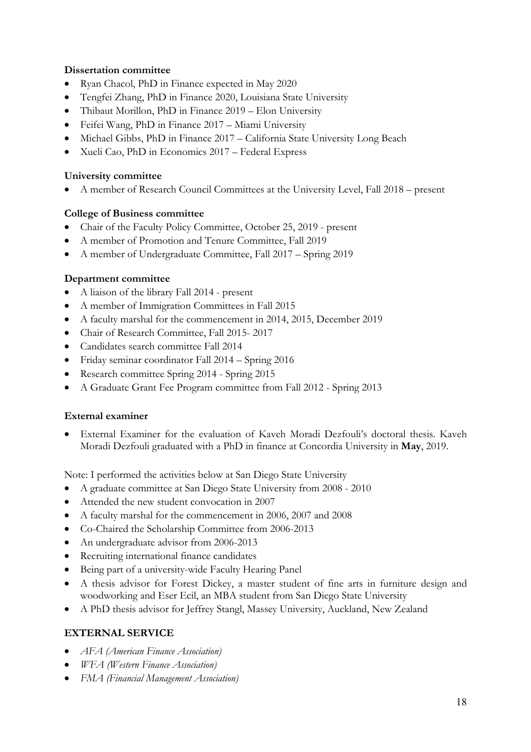**Dissertation committee**

- Ryan Chacol, PhD in Finance expected in May 2020
- Tengfei Zhang, PhD in Finance 2020, Louisiana State University
- Thibaut Morillon, PhD in Finance 2019 – Elon University
- Feifei Wang, PhD in Finance 2017 – Miami University
- Michael Gibbs, PhD in Finance 2017 – California State University Long Beach
- Xueli Cao, PhD in Economics 2017 – Federal Express

**University committee**

- A member of Research Council Committees at the University Level, Fall 2018 – present

**College of Business committee**

- Chair of the Faculty Policy Committee, October 25, 2019 - present
- A member of Promotion and Tenure Committee, Fall 2019
- A member of Undergraduate Committee, Fall 2017 – Spring 2019

**Department committee**

- A liaison of the library Fall 2014 - present
- A member of Immigration Committees in Fall 2015
- A faculty marshal for the commencement in 2014, 2015, December 2019
- Chair of Research Committee, Fall 2015- 2017
- Candidates search committee Fall 2014
- Friday seminar coordinator Fall 2014 – Spring 2016
- Research committee Spring 2014 - Spring 2015
- A Graduate Grant Fee Program committee from Fall 2012 - Spring 2013

**External examiner**

- External Examiner for the evaluation of Kaveh Moradi Dezfouli's doctoral thesis. Kaveh Moradi Dezfouli graduated with a PhD in finance at Concordia University in **May**, 2019.

Note: I performed the activities below at San Diego State University

- A graduate committee at San Diego State University from 2008 - 2010
- Attended the new student convocation in 2007
- A faculty marshal for the commencement in 2006, 2007 and 2008
- Co-Chaired the Scholarship Committee from 2006-2013
- An undergraduate advisor from 2006-2013
- Recruiting international finance candidates
- Being part of a university-wide Faculty Hearing Panel
- A thesis advisor for Forest Dickey, a master student of fine arts in furniture design and woodworking and Eser Ecil, an MBA student from San Diego State University
- A PhD thesis advisor for Jeffrey Stangl, Massey University, Auckland, New Zealand

## EXTERNAL SERVICE

- *AFA (American Finance Association)*
- *WFA (Western Finance Association)*
- *FMA (Financial Management Association)*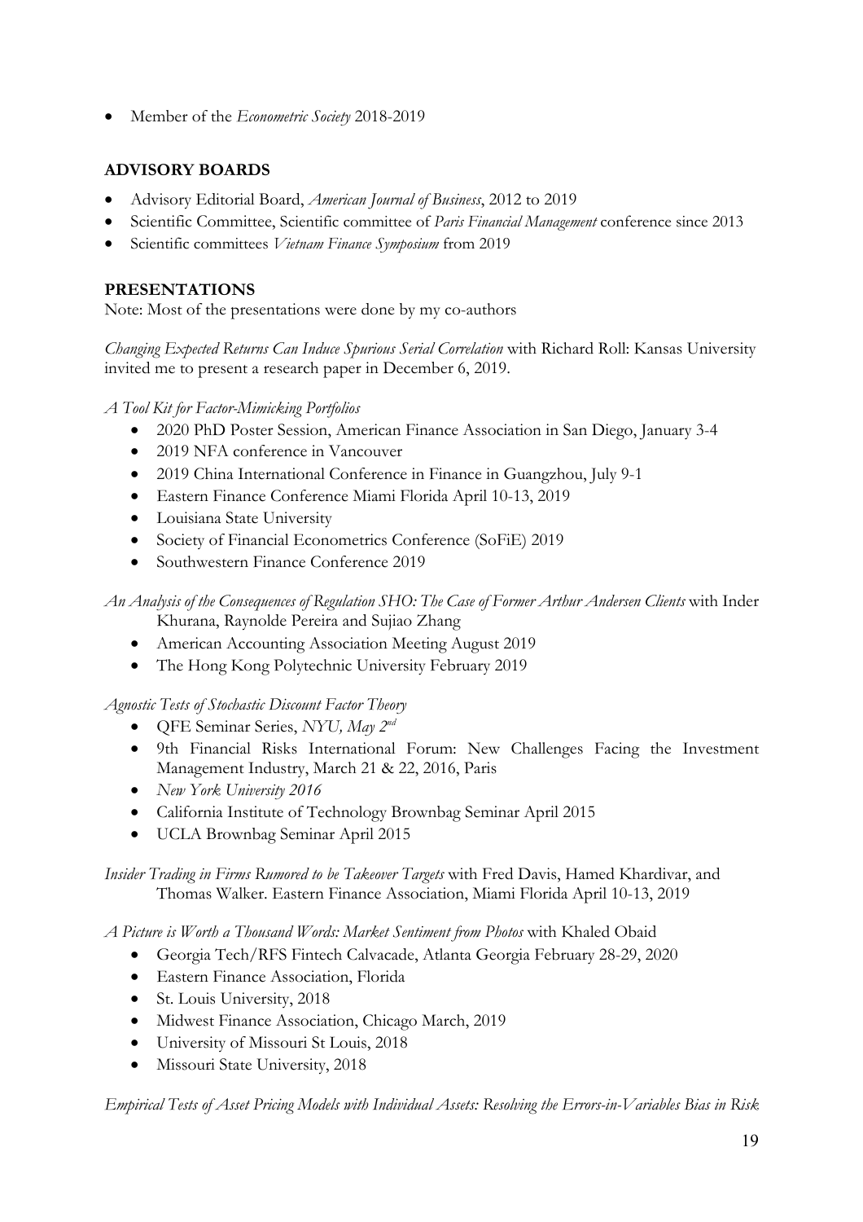- Member of the *Econometric Society* 2018-2019

## ADVISORY BOARDS

- Advisory Editorial Board, *American Journal of Business*, 2012 to 2019
- Scientific Committee, Scientific committee of *Paris Financial Management* conference since 2013
- Scientific committees *Vietnam Finance Symposium* from 2019

## PRESENTATIONS

Note: Most of the presentations were done by my co-authors

*Changing Expected Returns Can Induce Spurious Serial Correlation* with Richard Roll: Kansas University invited me to present a research paper in December 6, 2019.

*A Tool Kit for Factor-Mimicking Portfolios*

- 2020 PhD Poster Session, American Finance Association in San Diego, January 3-4
- 2019 NFA conference in Vancouver
- 2019 China International Conference in Finance in Guangzhou, July 9-1
- Eastern Finance Conference Miami Florida April 10-13, 2019
- Louisiana State University
- Society of Financial Econometrics Conference (SoFiE) 2019
- Southwestern Finance Conference 2019

*An Analysis of the Consequences of Regulation SHO: The Case of Former Arthur Andersen Clients* with Inder Khurana, Raynolde Pereira and Sujiao Zhang

- American Accounting Association Meeting August 2019
- The Hong Kong Polytechnic University February 2019

*Agnostic Tests of Stochastic Discount Factor Theory*

- QFE Seminar Series, *NYU, May 2nd*
- 9th Financial Risks International Forum: New Challenges Facing the Investment Management Industry, March 21 & 22, 2016, Paris
- *New York University 2016*
- California Institute of Technology Brownbag Seminar April 2015
- UCLA Brownbag Seminar April 2015

*Insider Trading in Firms Rumored to be Takeover Targets* with Fred Davis, Hamed Khardivar, and Thomas Walker. Eastern Finance Association, Miami Florida April 10-13, 2019

*A Picture is Worth a Thousand Words: Market Sentiment from Photos* with Khaled Obaid

- Georgia Tech/RFS Fintech Calvacade, Atlanta Georgia February 28-29, 2020
- Eastern Finance Association, Florida
- St. Louis University, 2018
- Midwest Finance Association, Chicago March, 2019
- University of Missouri St Louis, 2018
- Missouri State University, 2018

*Empirical Tests of Asset Pricing Models with Individual Assets: Resolving the Errors-in-Variables Bias in Risk*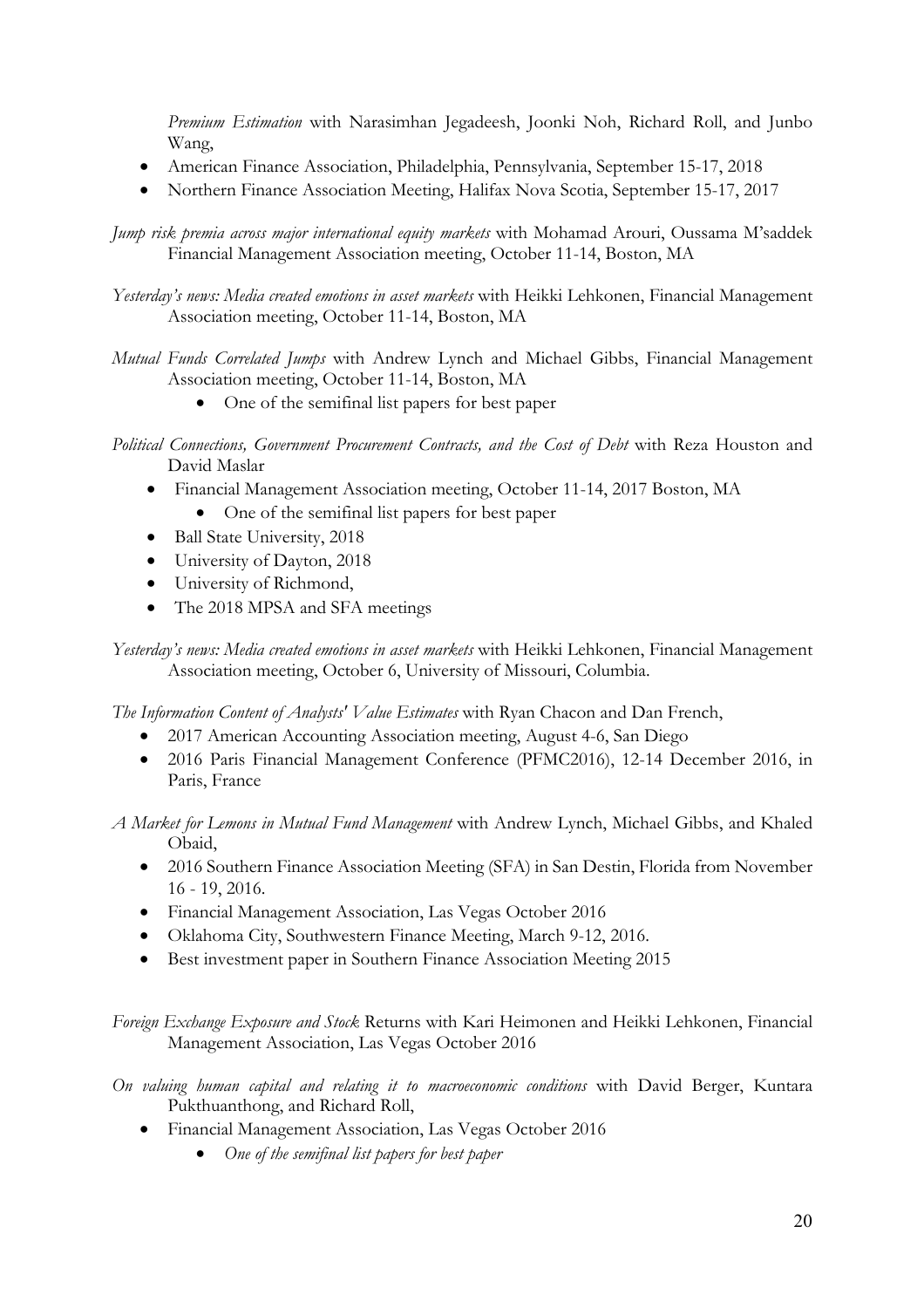*Premium Estimation* with Narasimhan Jegadeesh, Joonki Noh, Richard Roll, and Junbo Wang,

- American Finance Association, Philadelphia, Pennsylvania, September 15-17, 2018
- Northern Finance Association Meeting, Halifax Nova Scotia, September 15-17, 2017

*Jump risk premia across major international equity markets* with Mohamad Arouri, Oussama M'saddek Financial Management Association meeting, October 11-14, Boston, MA

*Yesterday's news: Media created emotions in asset markets* with Heikki Lehkonen, Financial Management Association meeting, October 11-14, Boston, MA

*Mutual Funds Correlated Jumps* with Andrew Lynch and Michael Gibbs, Financial Management Association meeting, October 11-14, Boston, MA

- One of the semifinal list papers for best paper

*Political Connections, Government Procurement Contracts, and the Cost of Debt* with Reza Houston and David Maslar

- Financial Management Association meeting, October 11-14, 2017 Boston, MA
  - One of the semifinal list papers for best paper
- Ball State University, 2018
- University of Dayton, 2018
- University of Richmond,
- The 2018 MPSA and SFA meetings

*Yesterday's news: Media created emotions in asset markets* with Heikki Lehkonen, Financial Management Association meeting, October 6, University of Missouri, Columbia.

*The Information Content of Analysts' Value Estimates* with Ryan Chacon and Dan French,

- 2017 American Accounting Association meeting, August 4-6, San Diego
- 2016 Paris Financial Management Conference (PFMC2016), 12-14 December 2016, in Paris, France

*A Market for Lemons in Mutual Fund Management* with Andrew Lynch, Michael Gibbs, and Khaled Obaid,

- 2016 Southern Finance Association Meeting (SFA) in San Destin, Florida from November 16 - 19, 2016.
- Financial Management Association, Las Vegas October 2016
- Oklahoma City, Southwestern Finance Meeting, March 9-12, 2016.
- Best investment paper in Southern Finance Association Meeting 2015

*Foreign Exchange Exposure and Stock* Returns with Kari Heimonen and Heikki Lehkonen, Financial Management Association, Las Vegas October 2016

*On valuing human capital and relating it to macroeconomic conditions* with David Berger, Kuntara Pukthuanthong, and Richard Roll,

- Financial Management Association, Las Vegas October 2016
  - *One of the semifinal list papers for best paper*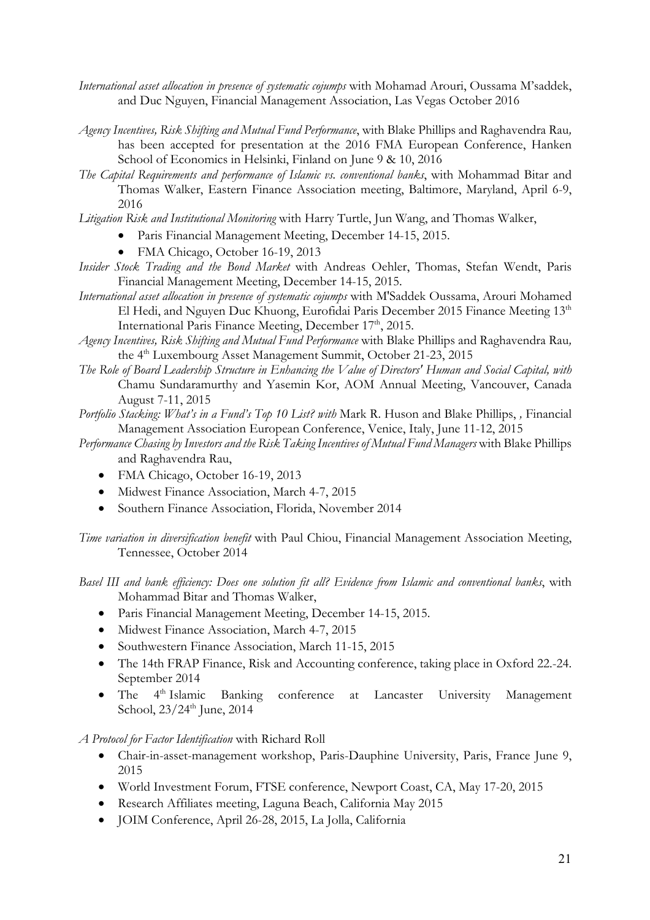*International asset allocation in presence of systematic cojumps* with Mohamad Arouri, Oussama M'saddek, and Duc Nguyen, Financial Management Association, Las Vegas October 2016

*Agency Incentives, Risk Shifting and Mutual Fund Performance*, with Blake Phillips and Raghavendra Rau*,* has been accepted for presentation at the 2016 FMA European Conference, Hanken School of Economics in Helsinki, Finland on June 9 & 10, 2016

*The Capital Requirements and performance of Islamic vs. conventional banks*, with Mohammad Bitar and Thomas Walker, Eastern Finance Association meeting, Baltimore, Maryland, April 6-9, 2016

*Litigation Risk and Institutional Monitoring* with Harry Turtle, Jun Wang, and Thomas Walker,

- Paris Financial Management Meeting, December 14-15, 2015.
- FMA Chicago, October 16-19, 2013

*Insider Stock Trading and the Bond Market* with Andreas Oehler, Thomas, Stefan Wendt, Paris Financial Management Meeting, December 14-15, 2015.

*International asset allocation in presence of systematic cojumps* with M'Saddek Oussama, Arouri Mohamed El Hedi, and Nguyen Duc Khuong, Eurofidai Paris December 2015 Finance Meeting 13th International Paris Finance Meeting, December 17th, 2015.

*Agency Incentives, Risk Shifting and Mutual Fund Performance* with Blake Phillips and Raghavendra Rau*,* the 4th Luxembourg Asset Management Summit, October 21-23, 2015

*The Role of Board Leadership Structure in Enhancing the Value of Directors' Human and Social Capital, with* Chamu Sundaramurthy and Yasemin Kor, AOM Annual Meeting, Vancouver, Canada August 7-11, 2015

*Portfolio Stacking: What's in a Fund's Top 10 List? with* Mark R. Huson and Blake Phillips, *,* Financial Management Association European Conference, Venice, Italy, June 11-12, 2015

*Performance Chasing by Investors and the Risk Taking Incentives of Mutual Fund Managers* with Blake Phillips and Raghavendra Rau,

- FMA Chicago, October 16-19, 2013
- Midwest Finance Association, March 4-7, 2015
- Southern Finance Association, Florida, November 2014

*Time variation in diversification benefit* with Paul Chiou, Financial Management Association Meeting, Tennessee, October 2014

*Basel III and bank efficiency: Does one solution fit all? Evidence from Islamic and conventional banks*, with Mohammad Bitar and Thomas Walker,

- Paris Financial Management Meeting, December 14-15, 2015.
- Midwest Finance Association, March 4-7, 2015
- Southwestern Finance Association, March 11-15, 2015
- The 14th FRAP Finance, Risk and Accounting conference, taking place in Oxford 22.-24. September 2014
- The 4th Islamic Banking conference at Lancaster University Management School, 23/24th June, 2014

*A Protocol for Factor Identification* with Richard Roll

- Chair-in-asset-management workshop, Paris-Dauphine University, Paris, France June 9, 2015
- World Investment Forum, FTSE conference, Newport Coast, CA, May 17-20, 2015
- Research Affiliates meeting, Laguna Beach, California May 2015
- JOIM Conference, April 26-28, 2015, La Jolla, California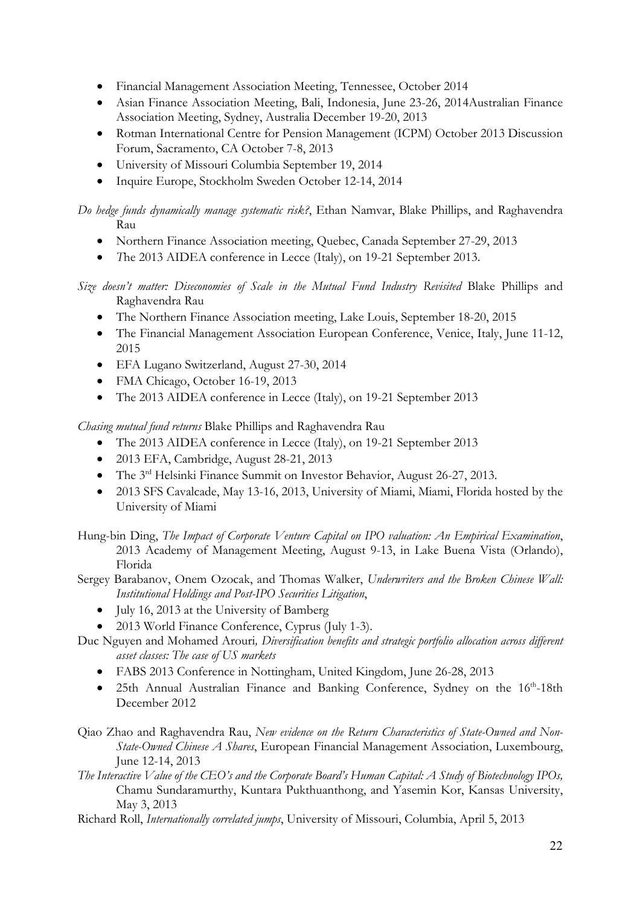- Financial Management Association Meeting, Tennessee, October 2014
- Asian Finance Association Meeting, Bali, Indonesia, June 23-26, 2014Australian Finance Association Meeting, Sydney, Australia December 19-20, 2013
- Rotman International Centre for Pension Management (ICPM) October 2013 Discussion Forum, Sacramento, CA October 7-8, 2013
- University of Missouri Columbia September 19, 2014
- Inquire Europe, Stockholm Sweden October 12-14, 2014

*Do hedge funds dynamically manage systematic risk?*, Ethan Namvar, Blake Phillips, and Raghavendra Rau

- Northern Finance Association meeting, Quebec, Canada September 27-29, 2013
- *T*he 2013 AIDEA conference in Lecce (Italy), on 19-21 September 2013.

*Size doesn't matter: Diseconomies of Scale in the Mutual Fund Industry Revisited* Blake Phillips and Raghavendra Rau

- The Northern Finance Association meeting, Lake Louis, September 18-20, 2015
- The Financial Management Association European Conference, Venice, Italy, June 11-12, 2015
- EFA Lugano Switzerland, August 27-30, 2014
- FMA Chicago, October 16-19, 2013
- The 2013 AIDEA conference in Lecce (Italy), on 19-21 September 2013

*Chasing mutual fund returns* Blake Phillips and Raghavendra Rau

- The 2013 AIDEA conference in Lecce (Italy), on 19-21 September 2013
- 2013 EFA, Cambridge, August 28-21, 2013
- The 3rd Helsinki Finance Summit on Investor Behavior, August 26-27, 2013.
- 2013 SFS Cavalcade, May 13-16, 2013, University of Miami, Miami, Florida hosted by the University of Miami

Hung-bin Ding, *The Impact of Corporate Venture Capital on IPO valuation: An Empirical Examination*, 2013 Academy of Management Meeting, August 9-13, in Lake Buena Vista (Orlando), Florida

Sergey Barabanov, Onem Ozocak, and Thomas Walker, *Underwriters and the Broken Chinese Wall: Institutional Holdings and Post-IPO Securities Litigation*,

- July 16, 2013 at the University of Bamberg
- 2013 World Finance Conference, Cyprus (July 1-3).

Duc Nguyen and Mohamed Arouri*, Diversification benefits and strategic portfolio allocation across different asset classes: The case of US markets*

- FABS 2013 Conference in Nottingham, United Kingdom, June 26-28, 2013
- 25th Annual Australian Finance and Banking Conference, Sydney on the 16th-18th December 2012

Qiao Zhao and Raghavendra Rau, *New evidence on the Return Characteristics of State-Owned and Non-State-Owned Chinese A Shares*, European Financial Management Association, Luxembourg, June 12-14, 2013

*The Interactive Value of the CEO's and the Corporate Board's Human Capital: A Study of Biotechnology IPOs,* Chamu Sundaramurthy, Kuntara Pukthuanthong, and Yasemin Kor, Kansas University, May 3, 2013

Richard Roll, *Internationally correlated jumps*, University of Missouri, Columbia, April 5, 2013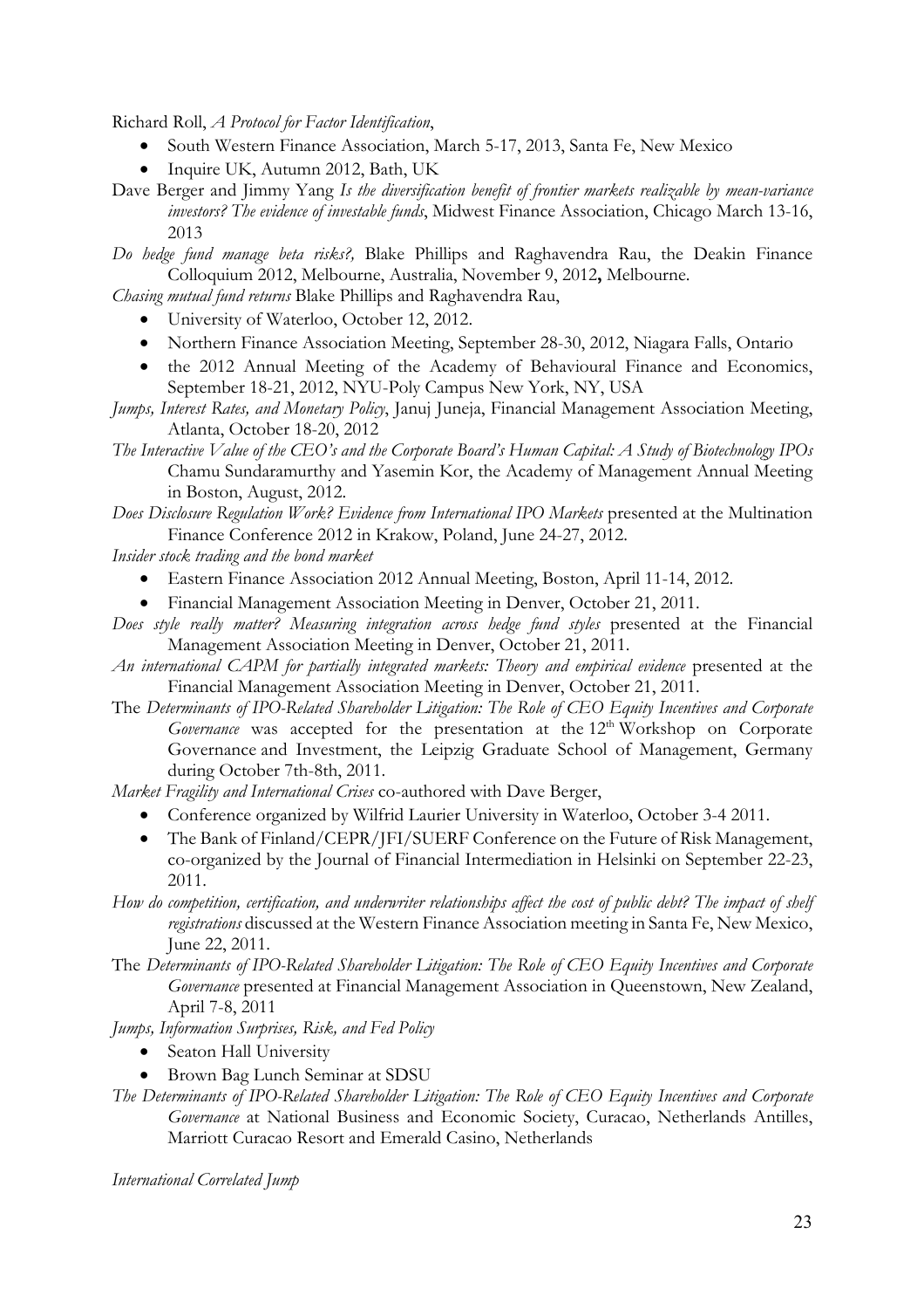Richard Roll, *A Protocol for Factor Identification*,

- South Western Finance Association, March 5-17, 2013, Santa Fe, New Mexico
- Inquire UK, Autumn 2012, Bath, UK

Dave Berger and Jimmy Yang *Is the diversification benefit of frontier markets realizable by mean-variance investors? The evidence of investable funds*, Midwest Finance Association, Chicago March 13-16, 2013

*Do hedge fund manage beta risks?,* Blake Phillips and Raghavendra Rau, the Deakin Finance Colloquium 2012, Melbourne, Australia, November 9, 2012**,** Melbourne.

*Chasing mutual fund returns* Blake Phillips and Raghavendra Rau,

- University of Waterloo, October 12, 2012.
- Northern Finance Association Meeting, September 28-30, 2012, Niagara Falls, Ontario
- the 2012 Annual Meeting of the Academy of Behavioural Finance and Economics, September 18-21, 2012, NYU-Poly Campus New York, NY, USA

*Jumps, Interest Rates, and Monetary Policy*, Januj Juneja, Financial Management Association Meeting, Atlanta, October 18-20, 2012

*The Interactive Value of the CEO's and the Corporate Board's Human Capital: A Study of Biotechnology IPOs* Chamu Sundaramurthy and Yasemin Kor, the Academy of Management Annual Meeting in Boston, August, 2012.

*Does Disclosure Regulation Work? Evidence from International IPO Markets* presented at the Multination Finance Conference 2012 in Krakow, Poland, June 24-27, 2012.

*Insider stock trading and the bond market*

- Eastern Finance Association 2012 Annual Meeting, Boston, April 11-14, 2012.
- Financial Management Association Meeting in Denver, October 21, 2011.

*Does style really matter? Measuring integration across hedge fund styles* presented at the Financial Management Association Meeting in Denver, October 21, 2011.

*An international CAPM for partially integrated markets: Theory and empirical evidence* presented at the Financial Management Association Meeting in Denver, October 21, 2011.

The *Determinants of IPO-Related Shareholder Litigation: The Role of CEO Equity Incentives and Corporate Governance* was accepted for the presentation at the 12th Workshop on Corporate Governance and Investment, the Leipzig Graduate School of Management, Germany during October 7th-8th, 2011.

*Market Fragility and International Crises* co-authored with Dave Berger,

- Conference organized by Wilfrid Laurier University in Waterloo, October 3-4 2011.
- The Bank of Finland/CEPR/JFI/SUERF Conference on the Future of Risk Management, co-organized by the Journal of Financial Intermediation in Helsinki on September 22-23, 2011.

*How do competition, certification, and underwriter relationships affect the cost of public debt? The impact of shelf registrations* discussed at the Western Finance Association meeting in Santa Fe, New Mexico, June 22, 2011.

The *Determinants of IPO-Related Shareholder Litigation: The Role of CEO Equity Incentives and Corporate Governance* presented at Financial Management Association in Queenstown, New Zealand, April 7-8, 2011

*Jumps, Information Surprises, Risk, and Fed Policy*

- Seaton Hall University
- Brown Bag Lunch Seminar at SDSU

*The Determinants of IPO-Related Shareholder Litigation: The Role of CEO Equity Incentives and Corporate Governance* at National Business and Economic Society, Curacao, Netherlands Antilles, Marriott Curacao Resort and Emerald Casino, Netherlands

*International Correlated Jump*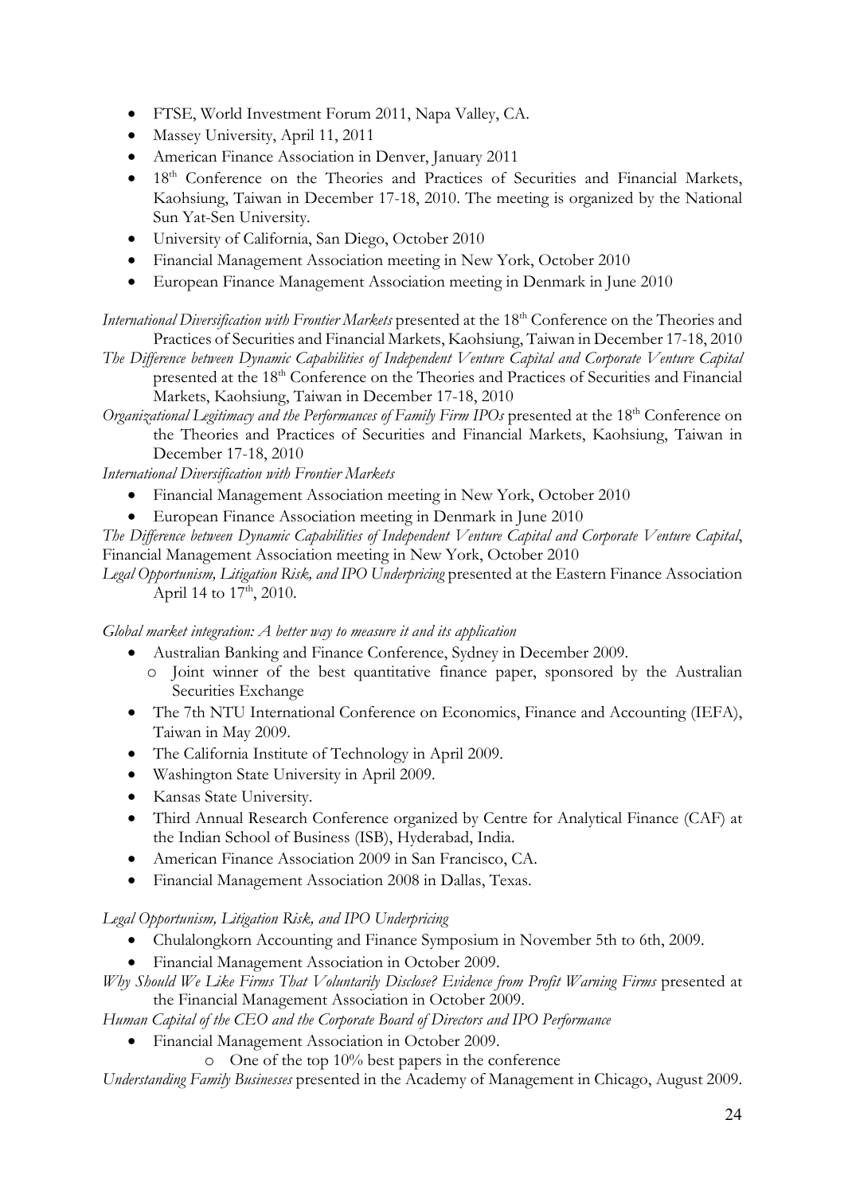- FTSE, World Investment Forum 2011, Napa Valley, CA.
- Massey University, April 11, 2011
- American Finance Association in Denver, January 2011
- 18th Conference on the Theories and Practices of Securities and Financial Markets, Kaohsiung, Taiwan in December 17-18, 2010. The meeting is organized by the National Sun Yat-Sen University.
- University of California, San Diego, October 2010
- Financial Management Association meeting in New York, October 2010
- European Finance Management Association meeting in Denmark in June 2010

*International Diversification with Frontier Markets* presented at the 18th Conference on the Theories and Practices of Securities and Financial Markets, Kaohsiung, Taiwan in December 17-18, 2010

*The Difference between Dynamic Capabilities of Independent Venture Capital and Corporate Venture Capital* presented at the 18th Conference on the Theories and Practices of Securities and Financial Markets, Kaohsiung, Taiwan in December 17-18, 2010

*Organizational Legitimacy and the Performances of Family Firm IPOs* presented at the 18th Conference on the Theories and Practices of Securities and Financial Markets, Kaohsiung, Taiwan in December 17-18, 2010

*International Diversification with Frontier Markets*

- Financial Management Association meeting in New York, October 2010
- European Finance Association meeting in Denmark in June 2010

*The Difference between Dynamic Capabilities of Independent Venture Capital and Corporate Venture Capital*, Financial Management Association meeting in New York, October 2010

*Legal Opportunism, Litigation Risk, and IPO Underpricing* presented at the Eastern Finance Association April 14 to 17th, 2010.

*Global market integration: A better way to measure it and its application*

- Australian Banking and Finance Conference, Sydney in December 2009.
  - Joint winner of the best quantitative finance paper, sponsored by the Australian Securities Exchange
- The 7th NTU International Conference on Economics, Finance and Accounting (IEFA), Taiwan in May 2009.
- The California Institute of Technology in April 2009.
- Washington State University in April 2009.
- Kansas State University.
- Third Annual Research Conference organized by Centre for Analytical Finance (CAF) at the Indian School of Business (ISB), Hyderabad, India.
- American Finance Association 2009 in San Francisco, CA.
- Financial Management Association 2008 in Dallas, Texas.

*Legal Opportunism, Litigation Risk, and IPO Underpricing*

- Chulalongkorn Accounting and Finance Symposium in November 5th to 6th, 2009.
- Financial Management Association in October 2009.

*Why Should We Like Firms That Voluntarily Disclose? Evidence from Profit Warning Firms* presented at the Financial Management Association in October 2009.

*Human Capital of the CEO and the Corporate Board of Directors and IPO Performance*

- Financial Management Association in October 2009.
  - One of the top 10% best papers in the conference

*Understanding Family Businesses* presented in the Academy of Management in Chicago, August 2009.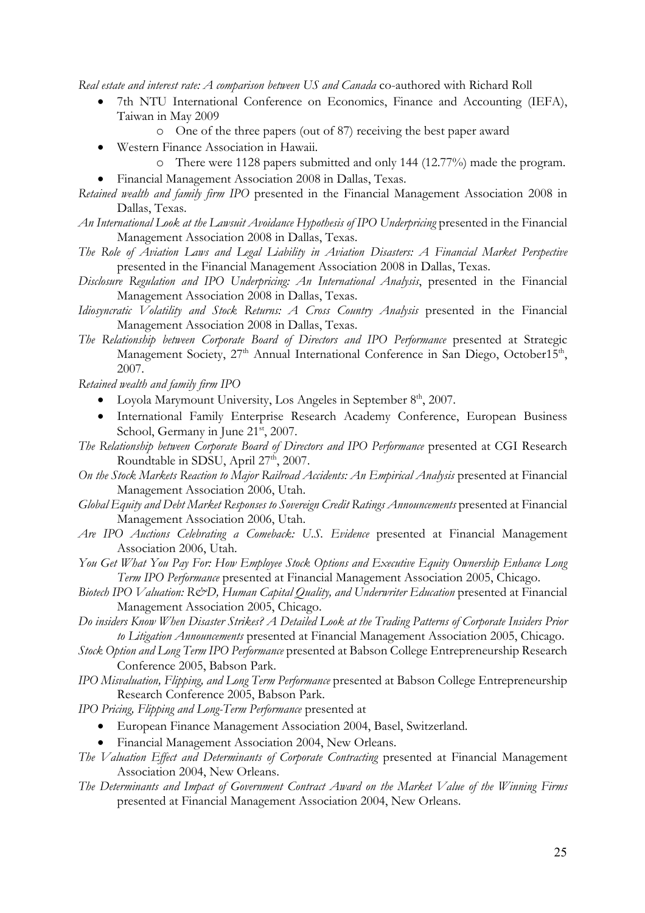*Real estate and interest rate: A comparison between US and Canada* co-authored with Richard Roll

- 7th NTU International Conference on Economics, Finance and Accounting (IEFA), Taiwan in May 2009
  - One of the three papers (out of 87) receiving the best paper award
- Western Finance Association in Hawaii.
  - There were 1128 papers submitted and only 144 (12.77%) made the program.
- Financial Management Association 2008 in Dallas, Texas.

*Retained wealth and family firm IPO* presented in the Financial Management Association 2008 in Dallas, Texas.

*An International Look at the Lawsuit Avoidance Hypothesis of IPO Underpricing* presented in the Financial Management Association 2008 in Dallas, Texas.

*The Role of Aviation Laws and Legal Liability in Aviation Disasters: A Financial Market Perspective* presented in the Financial Management Association 2008 in Dallas, Texas.

*Disclosure Regulation and IPO Underpricing: An International Analysis*, presented in the Financial Management Association 2008 in Dallas, Texas.

*Idiosyncratic Volatility and Stock Returns: A Cross Country Analysis* presented in the Financial Management Association 2008 in Dallas, Texas.

*The Relationship between Corporate Board of Directors and IPO Performance* presented at Strategic Management Society, 27th Annual International Conference in San Diego, October15th, 2007.

*Retained wealth and family firm IPO*

- Loyola Marymount University, Los Angeles in September 8th, 2007.
- International Family Enterprise Research Academy Conference, European Business School, Germany in June 21st, 2007.

*The Relationship between Corporate Board of Directors and IPO Performance* presented at CGI Research Roundtable in SDSU, April 27th, 2007.

*On the Stock Markets Reaction to Major Railroad Accidents: An Empirical Analysis* presented at Financial Management Association 2006, Utah.

*Global Equity and Debt Market Responses to Sovereign Credit Ratings Announcements* presented at Financial Management Association 2006, Utah.

*Are IPO Auctions Celebrating a Comeback: U.S. Evidence* presented at Financial Management Association 2006, Utah.

*You Get What You Pay For: How Employee Stock Options and Executive Equity Ownership Enhance Long Term IPO Performance* presented at Financial Management Association 2005, Chicago.

*Biotech IPO Valuation: R&D, Human Capital Quality, and Underwriter Education* presented at Financial Management Association 2005, Chicago.

*Do insiders Know When Disaster Strikes? A Detailed Look at the Trading Patterns of Corporate Insiders Prior to Litigation Announcements* presented at Financial Management Association 2005, Chicago.

*Stock Option and Long Term IPO Performance* presented at Babson College Entrepreneurship Research Conference 2005, Babson Park.

*IPO Misvaluation, Flipping, and Long Term Performance* presented at Babson College Entrepreneurship Research Conference 2005, Babson Park.

*IPO Pricing, Flipping and Long-Term Performance* presented at

- European Finance Management Association 2004, Basel, Switzerland.
- Financial Management Association 2004, New Orleans.

*The Valuation Effect and Determinants of Corporate Contracting* presented at Financial Management Association 2004, New Orleans.

*The Determinants and Impact of Government Contract Award on the Market Value of the Winning Firms* presented at Financial Management Association 2004, New Orleans.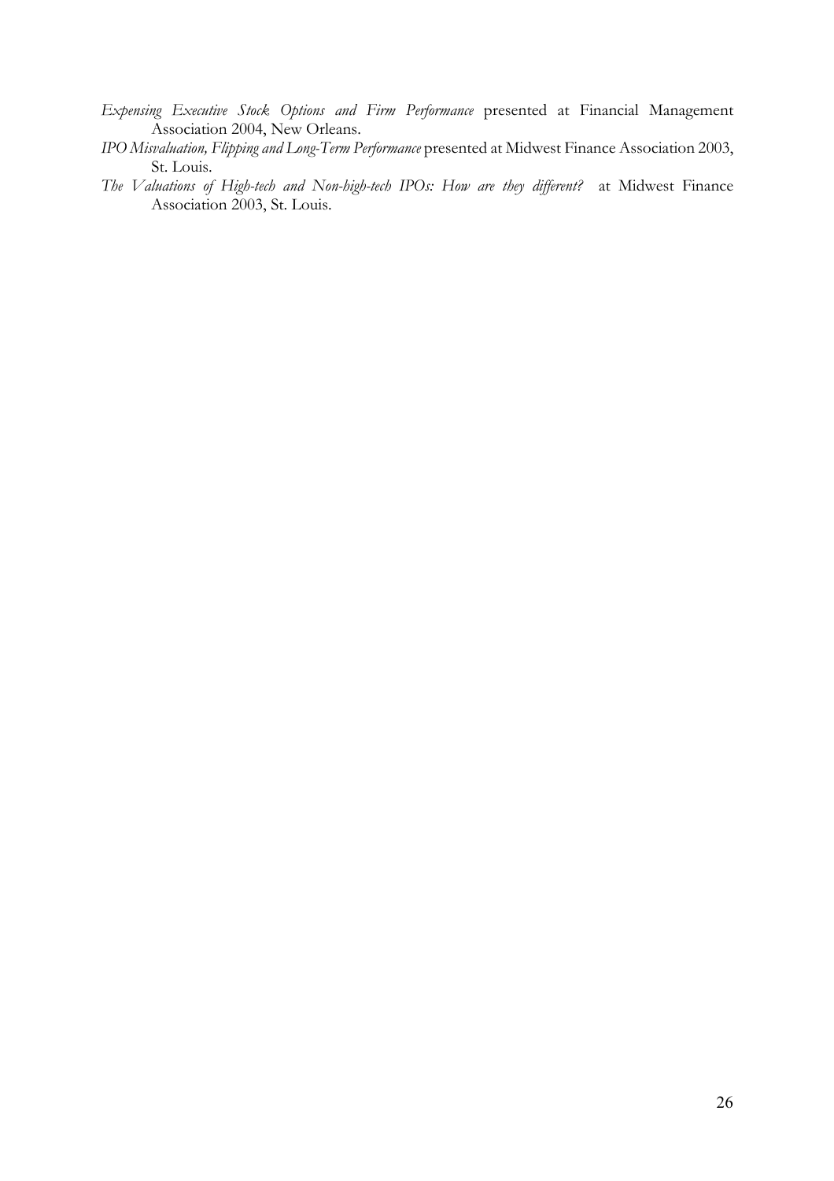*Expensing Executive Stock Options and Firm Performance* presented at Financial Management Association 2004, New Orleans.

*IPO Misvaluation, Flipping and Long-Term Performance* presented at Midwest Finance Association 2003, St. Louis.

*The Valuations of High-tech and Non-high-tech IPOs: How are they different?* at Midwest Finance Association 2003, St. Louis.